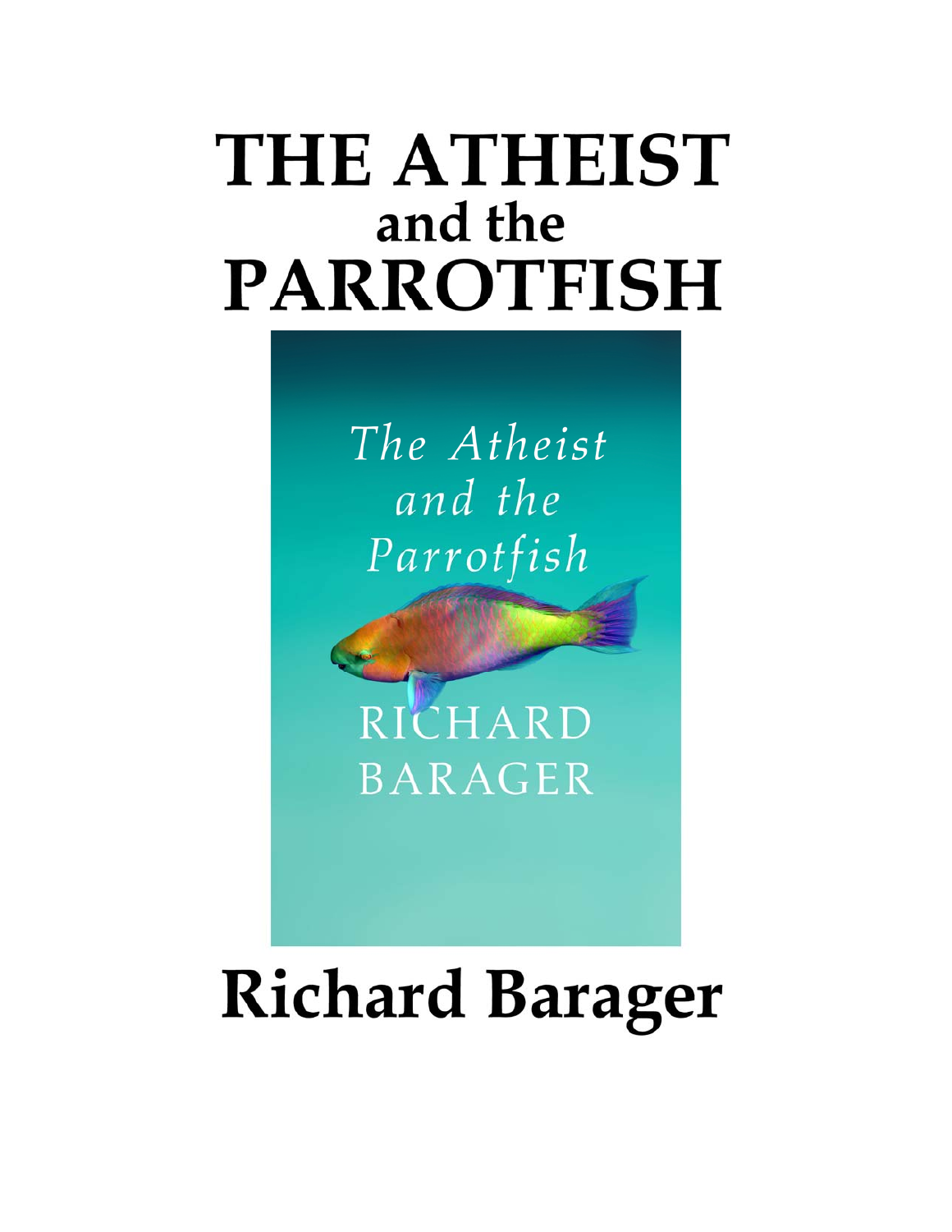# THE ATHEIST
## and the
# PARROTFISH

*The Atheist and the Parrotfish*

RICHARD BARAGER

# Richard Barager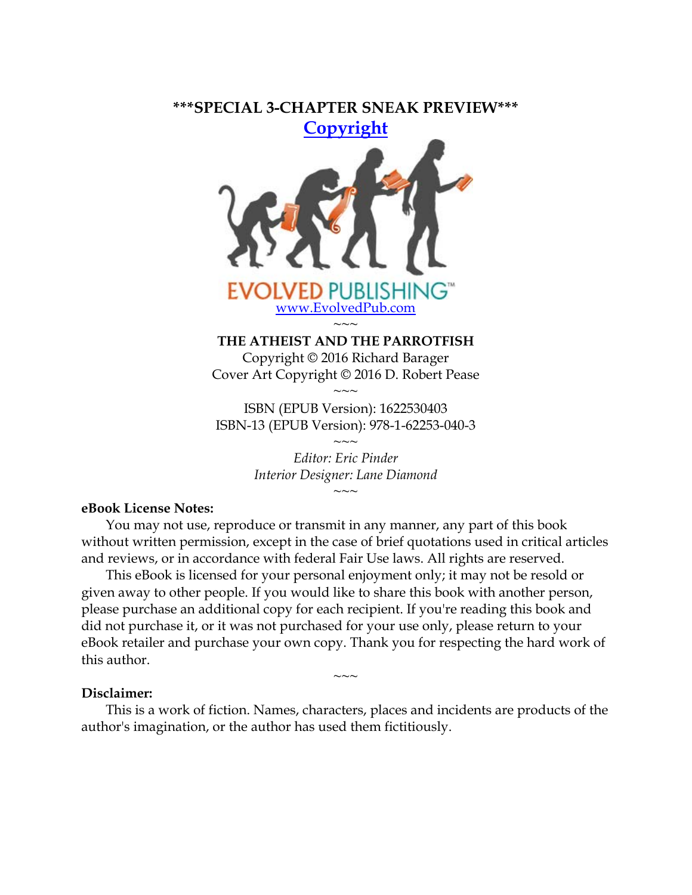**\*\*\*SPECIAL 3-CHAPTER SNEAK PREVIEW\*\*\***

# Copyright

EVOLVED PUBLISHING™
www.EvolvedPub.com

~~~

**THE ATHEIST AND THE PARROTFISH**
Copyright © 2016 Richard Barager
Cover Art Copyright © 2016 D. Robert Pease

~~~

ISBN (EPUB Version): 1622530403
ISBN-13 (EPUB Version): 978-1-62253-040-3

~~~

*Editor: Eric Pinder*
*Interior Designer: Lane Diamond*

~~~

**eBook License Notes:**

You may not use, reproduce or transmit in any manner, any part of this book without written permission, except in the case of brief quotations used in critical articles and reviews, or in accordance with federal Fair Use laws. All rights are reserved.

This eBook is licensed for your personal enjoyment only; it may not be resold or given away to other people. If you would like to share this book with another person, please purchase an additional copy for each recipient. If you're reading this book and did not purchase it, or it was not purchased for your use only, please return to your eBook retailer and purchase your own copy. Thank you for respecting the hard work of this author.

~~~

**Disclaimer:**

This is a work of fiction. Names, characters, places and incidents are products of the author's imagination, or the author has used them fictitiously.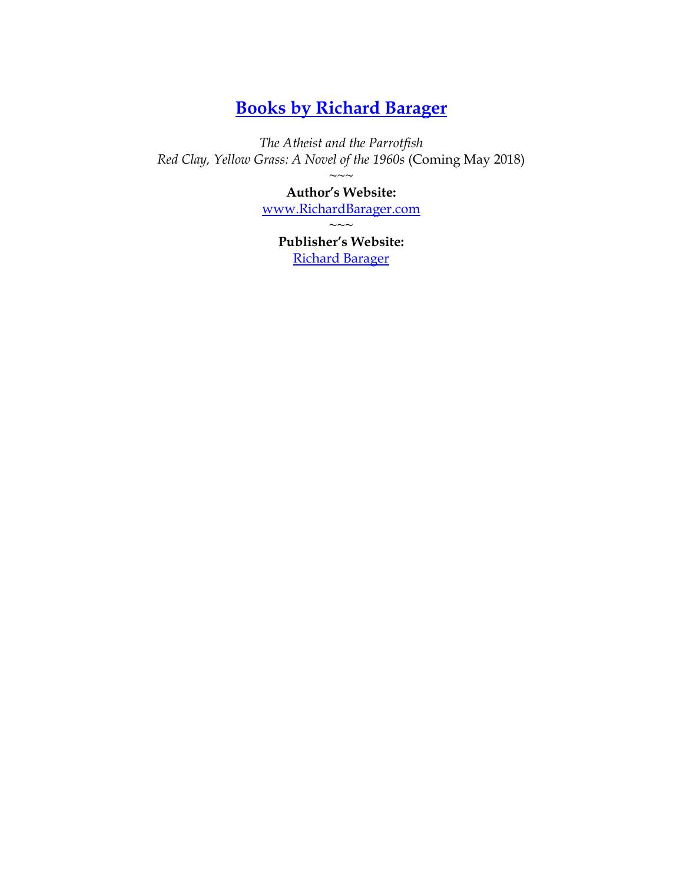# Books by Richard Barager

*The Atheist and the Parrotfish*
*Red Clay, Yellow Grass: A Novel of the 1960s* (Coming May 2018)

~~~

**Author's Website:**
www.RichardBarager.com

~~~

**Publisher's Website:**
Richard Barager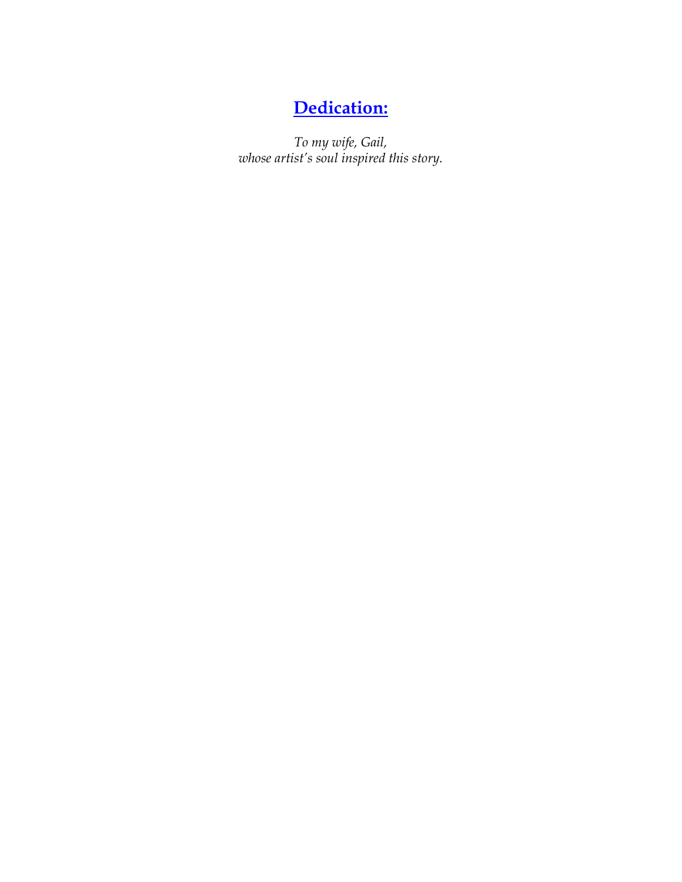## **Dedication:**

*To my wife, Gail,*
*whose artist's soul inspired this story.*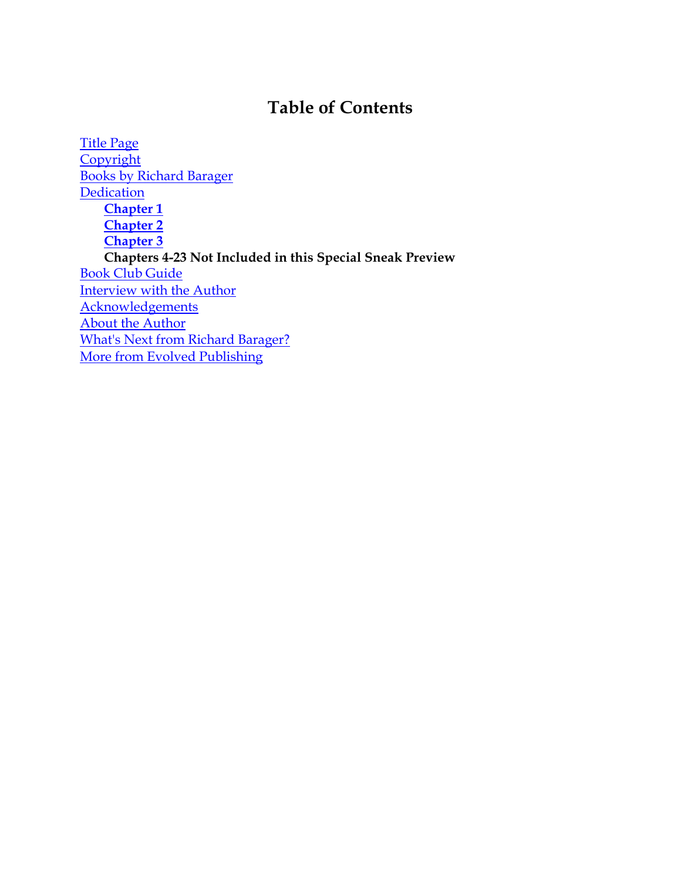# Table of Contents

Title Page
Copyright
Books by Richard Barager
Dedication

- **Chapter 1**
- **Chapter 2**
- **Chapter 3**
- **Chapters 4-23 Not Included in this Special Sneak Preview**

Book Club Guide
Interview with the Author
Acknowledgements
About the Author
What's Next from Richard Barager?
More from Evolved Publishing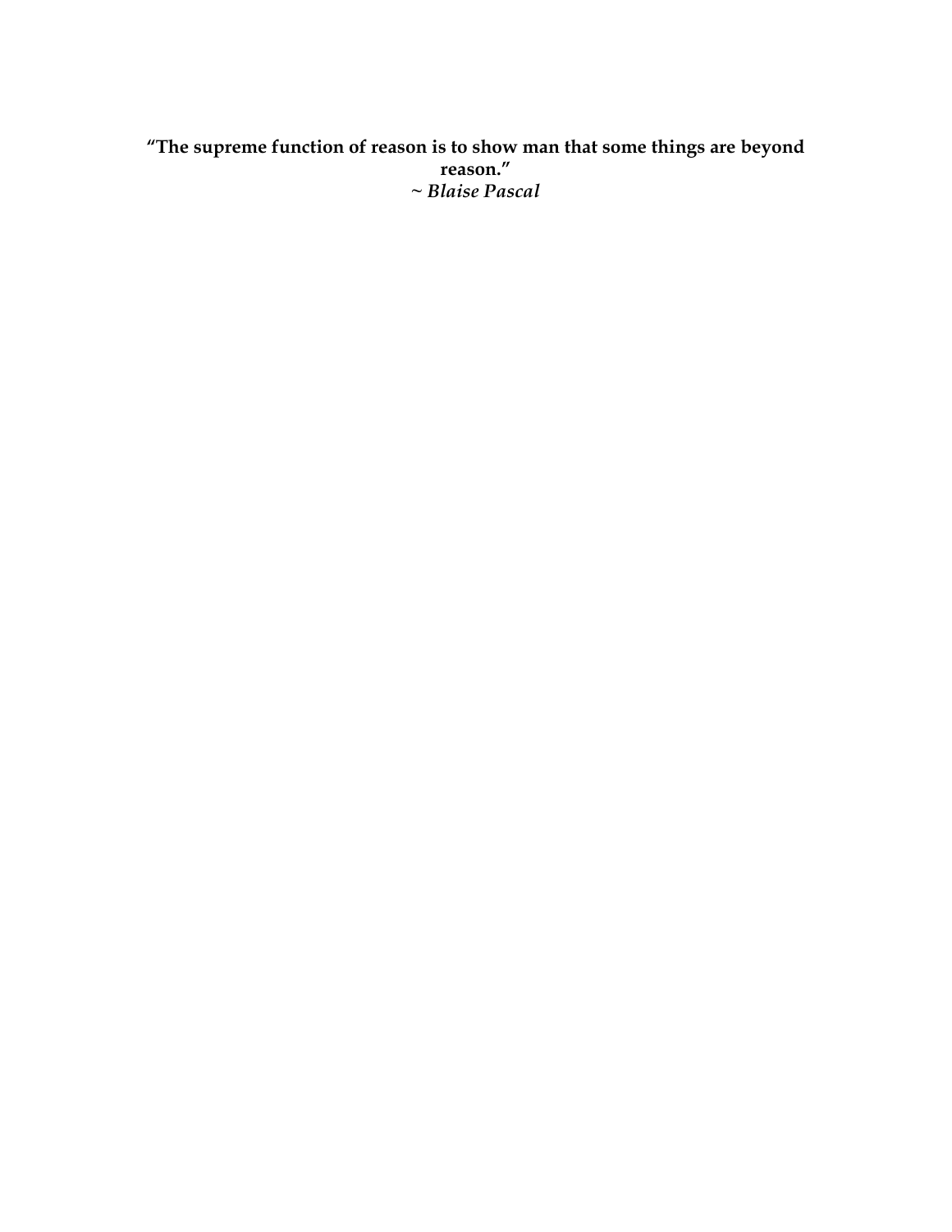**"The supreme function of reason is to show man that some things are beyond reason."**
***~ Blaise Pascal***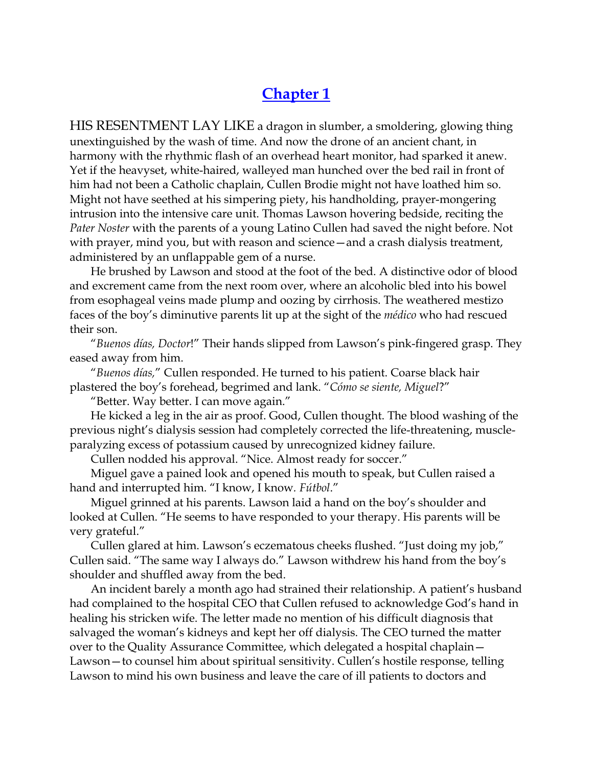# Chapter 1

HIS RESENTMENT LAY LIKE a dragon in slumber, a smoldering, glowing thing unextinguished by the wash of time. And now the drone of an ancient chant, in harmony with the rhythmic flash of an overhead heart monitor, had sparked it anew. Yet if the heavyset, white-haired, walleyed man hunched over the bed rail in front of him had not been a Catholic chaplain, Cullen Brodie might not have loathed him so. Might not have seethed at his simpering piety, his handholding, prayer-mongering intrusion into the intensive care unit. Thomas Lawson hovering bedside, reciting the *Pater Noster* with the parents of a young Latino Cullen had saved the night before. Not with prayer, mind you, but with reason and science—and a crash dialysis treatment, administered by an unflappable gem of a nurse.

He brushed by Lawson and stood at the foot of the bed. A distinctive odor of blood and excrement came from the next room over, where an alcoholic bled into his bowel from esophageal veins made plump and oozing by cirrhosis. The weathered mestizo faces of the boy's diminutive parents lit up at the sight of the *médico* who had rescued their son.

"*Buenos días, Doctor*!" Their hands slipped from Lawson's pink-fingered grasp. They eased away from him.

"*Buenos días,*" Cullen responded. He turned to his patient. Coarse black hair plastered the boy's forehead, begrimed and lank. "*Cómo se siente, Miguel*?"

"Better. Way better. I can move again."

He kicked a leg in the air as proof. Good, Cullen thought. The blood washing of the previous night's dialysis session had completely corrected the life-threatening, muscle-paralyzing excess of potassium caused by unrecognized kidney failure.

Cullen nodded his approval. "Nice. Almost ready for soccer."

Miguel gave a pained look and opened his mouth to speak, but Cullen raised a hand and interrupted him. "I know, I know. *Fútbol*."

Miguel grinned at his parents. Lawson laid a hand on the boy's shoulder and looked at Cullen. "He seems to have responded to your therapy. His parents will be very grateful."

Cullen glared at him. Lawson's eczematous cheeks flushed. "Just doing my job," Cullen said. "The same way I always do." Lawson withdrew his hand from the boy's shoulder and shuffled away from the bed.

An incident barely a month ago had strained their relationship. A patient's husband had complained to the hospital CEO that Cullen refused to acknowledge God's hand in healing his stricken wife. The letter made no mention of his difficult diagnosis that salvaged the woman's kidneys and kept her off dialysis. The CEO turned the matter over to the Quality Assurance Committee, which delegated a hospital chaplain—Lawson—to counsel him about spiritual sensitivity. Cullen's hostile response, telling Lawson to mind his own business and leave the care of ill patients to doctors and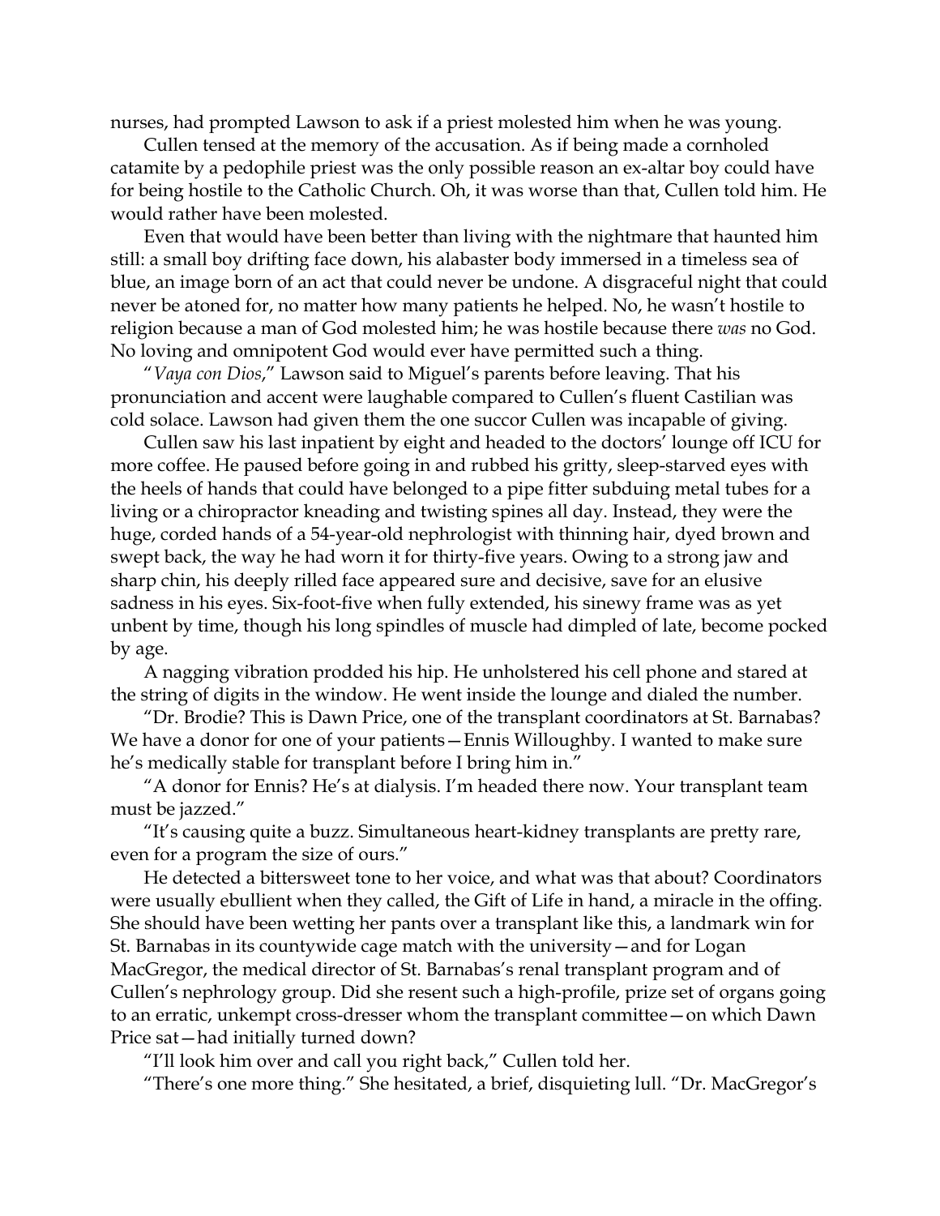nurses, had prompted Lawson to ask if a priest molested him when he was young.

Cullen tensed at the memory of the accusation. As if being made a cornholed catamite by a pedophile priest was the only possible reason an ex-altar boy could have for being hostile to the Catholic Church. Oh, it was worse than that, Cullen told him. He would rather have been molested.

Even that would have been better than living with the nightmare that haunted him still: a small boy drifting face down, his alabaster body immersed in a timeless sea of blue, an image born of an act that could never be undone. A disgraceful night that could never be atoned for, no matter how many patients he helped. No, he wasn't hostile to religion because a man of God molested him; he was hostile because there *was* no God. No loving and omnipotent God would ever have permitted such a thing.

"*Vaya con Dios*," Lawson said to Miguel's parents before leaving. That his pronunciation and accent were laughable compared to Cullen's fluent Castilian was cold solace. Lawson had given them the one succor Cullen was incapable of giving.

Cullen saw his last inpatient by eight and headed to the doctors' lounge off ICU for more coffee. He paused before going in and rubbed his gritty, sleep-starved eyes with the heels of hands that could have belonged to a pipe fitter subduing metal tubes for a living or a chiropractor kneading and twisting spines all day. Instead, they were the huge, corded hands of a 54-year-old nephrologist with thinning hair, dyed brown and swept back, the way he had worn it for thirty-five years. Owing to a strong jaw and sharp chin, his deeply rilled face appeared sure and decisive, save for an elusive sadness in his eyes. Six-foot-five when fully extended, his sinewy frame was as yet unbent by time, though his long spindles of muscle had dimpled of late, become pocked by age.

A nagging vibration prodded his hip. He unholstered his cell phone and stared at the string of digits in the window. He went inside the lounge and dialed the number.

"Dr. Brodie? This is Dawn Price, one of the transplant coordinators at St. Barnabas? We have a donor for one of your patients—Ennis Willoughby. I wanted to make sure he's medically stable for transplant before I bring him in."

"A donor for Ennis? He's at dialysis. I'm headed there now. Your transplant team must be jazzed."

"It's causing quite a buzz. Simultaneous heart-kidney transplants are pretty rare, even for a program the size of ours."

He detected a bittersweet tone to her voice, and what was that about? Coordinators were usually ebullient when they called, the Gift of Life in hand, a miracle in the offing. She should have been wetting her pants over a transplant like this, a landmark win for St. Barnabas in its countywide cage match with the university—and for Logan MacGregor, the medical director of St. Barnabas's renal transplant program and of Cullen's nephrology group. Did she resent such a high-profile, prize set of organs going to an erratic, unkempt cross-dresser whom the transplant committee—on which Dawn Price sat—had initially turned down?

"I'll look him over and call you right back," Cullen told her.

"There's one more thing." She hesitated, a brief, disquieting lull. "Dr. MacGregor's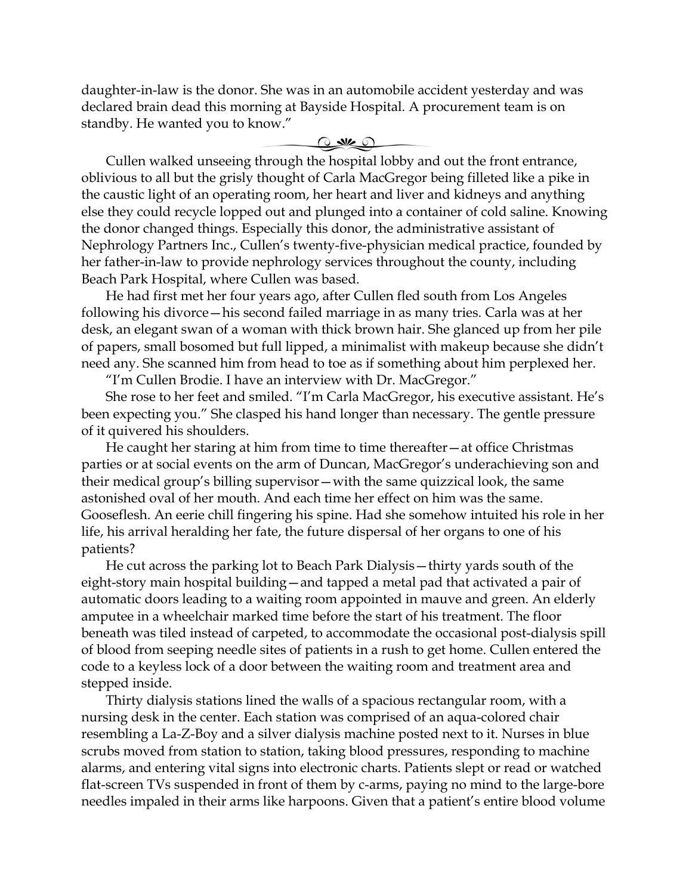daughter-in-law is the donor. She was in an automobile accident yesterday and was declared brain dead this morning at Bayside Hospital. A procurement team is on standby. He wanted you to know."

Cullen walked unseeing through the hospital lobby and out the front entrance, oblivious to all but the grisly thought of Carla MacGregor being filleted like a pike in the caustic light of an operating room, her heart and liver and kidneys and anything else they could recycle lopped out and plunged into a container of cold saline. Knowing the donor changed things. Especially this donor, the administrative assistant of Nephrology Partners Inc., Cullen's twenty-five-physician medical practice, founded by her father-in-law to provide nephrology services throughout the county, including Beach Park Hospital, where Cullen was based.

He had first met her four years ago, after Cullen fled south from Los Angeles following his divorce—his second failed marriage in as many tries. Carla was at her desk, an elegant swan of a woman with thick brown hair. She glanced up from her pile of papers, small bosomed but full lipped, a minimalist with makeup because she didn't need any. She scanned him from head to toe as if something about him perplexed her.

"I'm Cullen Brodie. I have an interview with Dr. MacGregor."

She rose to her feet and smiled. "I'm Carla MacGregor, his executive assistant. He's been expecting you." She clasped his hand longer than necessary. The gentle pressure of it quivered his shoulders.

He caught her staring at him from time to time thereafter—at office Christmas parties or at social events on the arm of Duncan, MacGregor's underachieving son and their medical group's billing supervisor—with the same quizzical look, the same astonished oval of her mouth. And each time her effect on him was the same. Gooseflesh. An eerie chill fingering his spine. Had she somehow intuited his role in her life, his arrival heralding her fate, the future dispersal of her organs to one of his patients?

He cut across the parking lot to Beach Park Dialysis—thirty yards south of the eight-story main hospital building—and tapped a metal pad that activated a pair of automatic doors leading to a waiting room appointed in mauve and green. An elderly amputee in a wheelchair marked time before the start of his treatment. The floor beneath was tiled instead of carpeted, to accommodate the occasional post-dialysis spill of blood from seeping needle sites of patients in a rush to get home. Cullen entered the code to a keyless lock of a door between the waiting room and treatment area and stepped inside.

Thirty dialysis stations lined the walls of a spacious rectangular room, with a nursing desk in the center. Each station was comprised of an aqua-colored chair resembling a La-Z-Boy and a silver dialysis machine posted next to it. Nurses in blue scrubs moved from station to station, taking blood pressures, responding to machine alarms, and entering vital signs into electronic charts. Patients slept or read or watched flat-screen TVs suspended in front of them by c-arms, paying no mind to the large-bore needles impaled in their arms like harpoons. Given that a patient's entire blood volume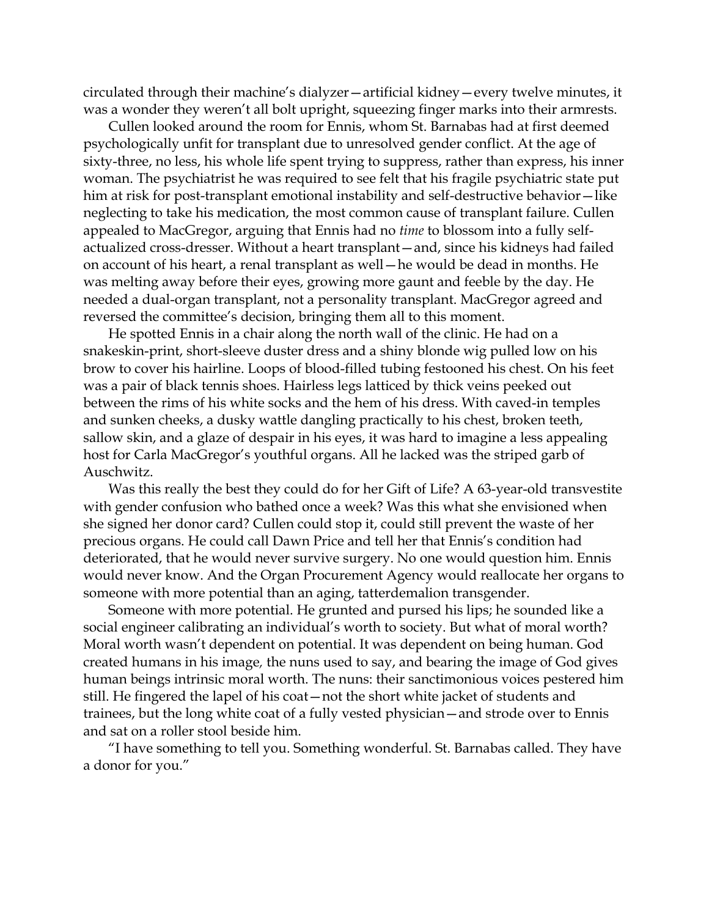circulated through their machine's dialyzer—artificial kidney—every twelve minutes, it was a wonder they weren't all bolt upright, squeezing finger marks into their armrests.

Cullen looked around the room for Ennis, whom St. Barnabas had at first deemed psychologically unfit for transplant due to unresolved gender conflict. At the age of sixty-three, no less, his whole life spent trying to suppress, rather than express, his inner woman. The psychiatrist he was required to see felt that his fragile psychiatric state put him at risk for post-transplant emotional instability and self-destructive behavior—like neglecting to take his medication, the most common cause of transplant failure. Cullen appealed to MacGregor, arguing that Ennis had no *time* to blossom into a fully self-actualized cross-dresser. Without a heart transplant—and, since his kidneys had failed on account of his heart, a renal transplant as well—he would be dead in months. He was melting away before their eyes, growing more gaunt and feeble by the day. He needed a dual-organ transplant, not a personality transplant. MacGregor agreed and reversed the committee's decision, bringing them all to this moment.

He spotted Ennis in a chair along the north wall of the clinic. He had on a snakeskin-print, short-sleeve duster dress and a shiny blonde wig pulled low on his brow to cover his hairline. Loops of blood-filled tubing festooned his chest. On his feet was a pair of black tennis shoes. Hairless legs latticed by thick veins peeked out between the rims of his white socks and the hem of his dress. With caved-in temples and sunken cheeks, a dusky wattle dangling practically to his chest, broken teeth, sallow skin, and a glaze of despair in his eyes, it was hard to imagine a less appealing host for Carla MacGregor's youthful organs. All he lacked was the striped garb of Auschwitz.

Was this really the best they could do for her Gift of Life? A 63-year-old transvestite with gender confusion who bathed once a week? Was this what she envisioned when she signed her donor card? Cullen could stop it, could still prevent the waste of her precious organs. He could call Dawn Price and tell her that Ennis's condition had deteriorated, that he would never survive surgery. No one would question him. Ennis would never know. And the Organ Procurement Agency would reallocate her organs to someone with more potential than an aging, tatterdemalion transgender.

Someone with more potential. He grunted and pursed his lips; he sounded like a social engineer calibrating an individual's worth to society. But what of moral worth? Moral worth wasn't dependent on potential. It was dependent on being human. God created humans in his image, the nuns used to say, and bearing the image of God gives human beings intrinsic moral worth. The nuns: their sanctimonious voices pestered him still. He fingered the lapel of his coat—not the short white jacket of students and trainees, but the long white coat of a fully vested physician—and strode over to Ennis and sat on a roller stool beside him.

"I have something to tell you. Something wonderful. St. Barnabas called. They have a donor for you."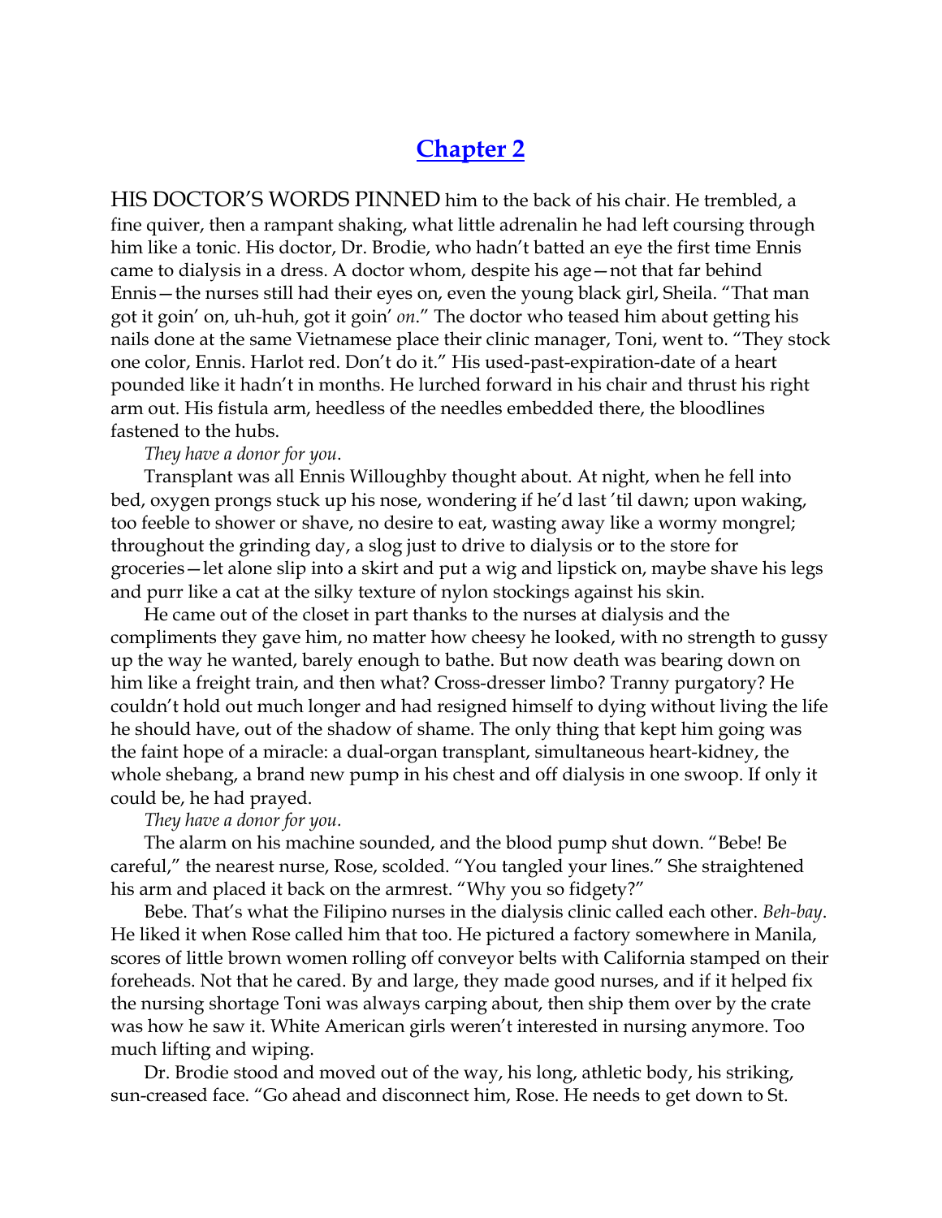## Chapter 2

HIS DOCTOR'S WORDS PINNED him to the back of his chair. He trembled, a fine quiver, then a rampant shaking, what little adrenalin he had left coursing through him like a tonic. His doctor, Dr. Brodie, who hadn't batted an eye the first time Ennis came to dialysis in a dress. A doctor whom, despite his age—not that far behind Ennis—the nurses still had their eyes on, even the young black girl, Sheila. "That man got it goin' on, uh-huh, got it goin' *on*." The doctor who teased him about getting his nails done at the same Vietnamese place their clinic manager, Toni, went to. "They stock one color, Ennis. Harlot red. Don't do it." His used-past-expiration-date of a heart pounded like it hadn't in months. He lurched forward in his chair and thrust his right arm out. His fistula arm, heedless of the needles embedded there, the bloodlines fastened to the hubs.

*They have a donor for you*.

Transplant was all Ennis Willoughby thought about. At night, when he fell into bed, oxygen prongs stuck up his nose, wondering if he'd last 'til dawn; upon waking, too feeble to shower or shave, no desire to eat, wasting away like a wormy mongrel; throughout the grinding day, a slog just to drive to dialysis or to the store for groceries—let alone slip into a skirt and put a wig and lipstick on, maybe shave his legs and purr like a cat at the silky texture of nylon stockings against his skin.

He came out of the closet in part thanks to the nurses at dialysis and the compliments they gave him, no matter how cheesy he looked, with no strength to gussy up the way he wanted, barely enough to bathe. But now death was bearing down on him like a freight train, and then what? Cross-dresser limbo? Tranny purgatory? He couldn't hold out much longer and had resigned himself to dying without living the life he should have, out of the shadow of shame. The only thing that kept him going was the faint hope of a miracle: a dual-organ transplant, simultaneous heart-kidney, the whole shebang, a brand new pump in his chest and off dialysis in one swoop. If only it could be, he had prayed.

*They have a donor for you.*

The alarm on his machine sounded, and the blood pump shut down. "Bebe! Be careful," the nearest nurse, Rose, scolded. "You tangled your lines." She straightened his arm and placed it back on the armrest. "Why you so fidgety?"

Bebe. That's what the Filipino nurses in the dialysis clinic called each other. *Beh-bay*. He liked it when Rose called him that too. He pictured a factory somewhere in Manila, scores of little brown women rolling off conveyor belts with California stamped on their foreheads. Not that he cared. By and large, they made good nurses, and if it helped fix the nursing shortage Toni was always carping about, then ship them over by the crate was how he saw it. White American girls weren't interested in nursing anymore. Too much lifting and wiping.

Dr. Brodie stood and moved out of the way, his long, athletic body, his striking, sun-creased face. "Go ahead and disconnect him, Rose. He needs to get down to St.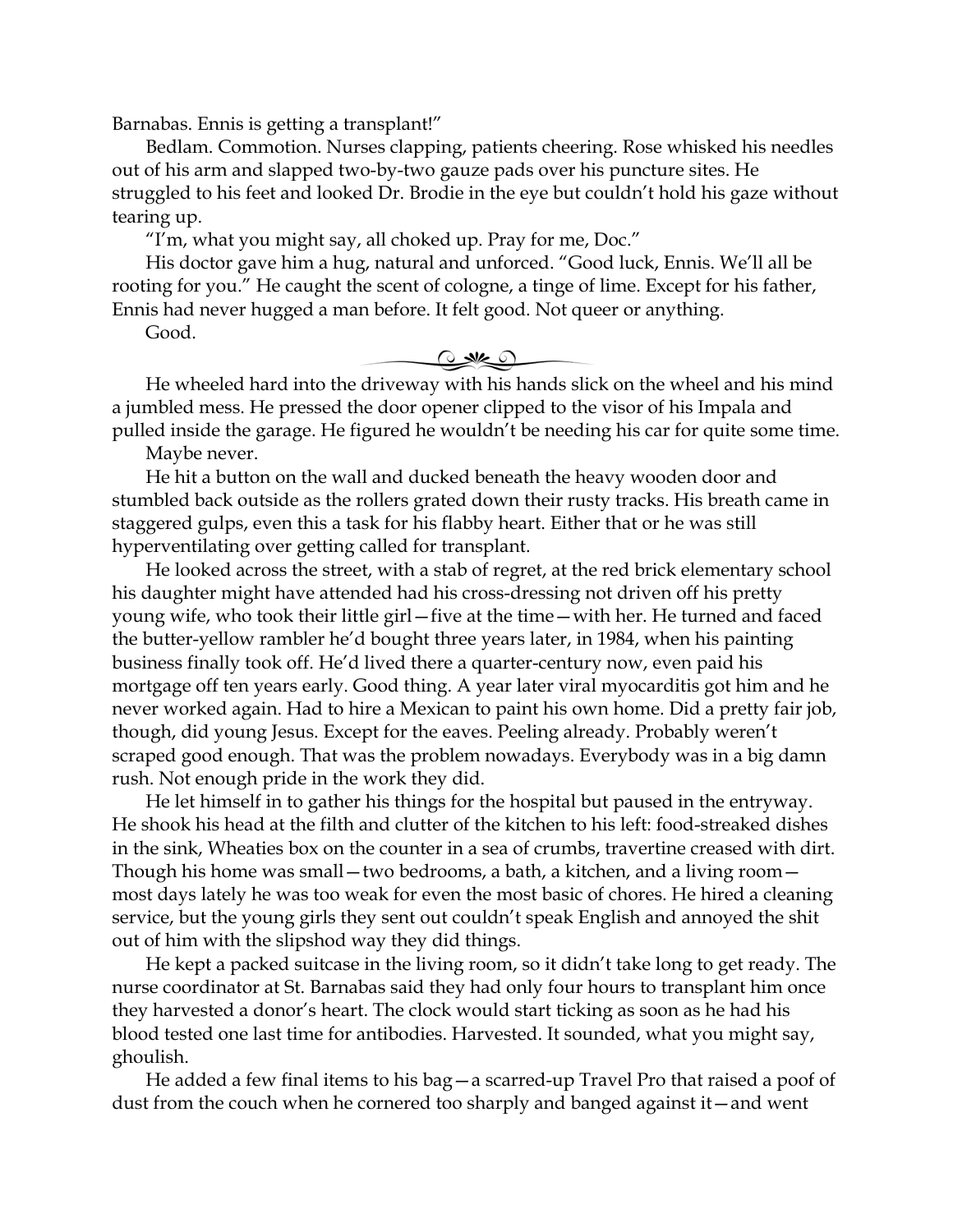Barnabas. Ennis is getting a transplant!"

Bedlam. Commotion. Nurses clapping, patients cheering. Rose whisked his needles out of his arm and slapped two-by-two gauze pads over his puncture sites. He struggled to his feet and looked Dr. Brodie in the eye but couldn't hold his gaze without tearing up.

"I'm, what you might say, all choked up. Pray for me, Doc."

His doctor gave him a hug, natural and unforced. "Good luck, Ennis. We'll all be rooting for you." He caught the scent of cologne, a tinge of lime. Except for his father, Ennis had never hugged a man before. It felt good. Not queer or anything.

Good.

---

He wheeled hard into the driveway with his hands slick on the wheel and his mind a jumbled mess. He pressed the door opener clipped to the visor of his Impala and pulled inside the garage. He figured he wouldn't be needing his car for quite some time.

Maybe never.

He hit a button on the wall and ducked beneath the heavy wooden door and stumbled back outside as the rollers grated down their rusty tracks. His breath came in staggered gulps, even this a task for his flabby heart. Either that or he was still hyperventilating over getting called for transplant.

He looked across the street, with a stab of regret, at the red brick elementary school his daughter might have attended had his cross-dressing not driven off his pretty young wife, who took their little girl—five at the time—with her. He turned and faced the butter-yellow rambler he'd bought three years later, in 1984, when his painting business finally took off. He'd lived there a quarter-century now, even paid his mortgage off ten years early. Good thing. A year later viral myocarditis got him and he never worked again. Had to hire a Mexican to paint his own home. Did a pretty fair job, though, did young Jesus. Except for the eaves. Peeling already. Probably weren't scraped good enough. That was the problem nowadays. Everybody was in a big damn rush. Not enough pride in the work they did.

He let himself in to gather his things for the hospital but paused in the entryway. He shook his head at the filth and clutter of the kitchen to his left: food-streaked dishes in the sink, Wheaties box on the counter in a sea of crumbs, travertine creased with dirt. Though his home was small—two bedrooms, a bath, a kitchen, and a living room—most days lately he was too weak for even the most basic of chores. He hired a cleaning service, but the young girls they sent out couldn't speak English and annoyed the shit out of him with the slipshod way they did things.

He kept a packed suitcase in the living room, so it didn't take long to get ready. The nurse coordinator at St. Barnabas said they had only four hours to transplant him once they harvested a donor's heart. The clock would start ticking as soon as he had his blood tested one last time for antibodies. Harvested. It sounded, what you might say, ghoulish.

He added a few final items to his bag—a scarred-up Travel Pro that raised a poof of dust from the couch when he cornered too sharply and banged against it—and went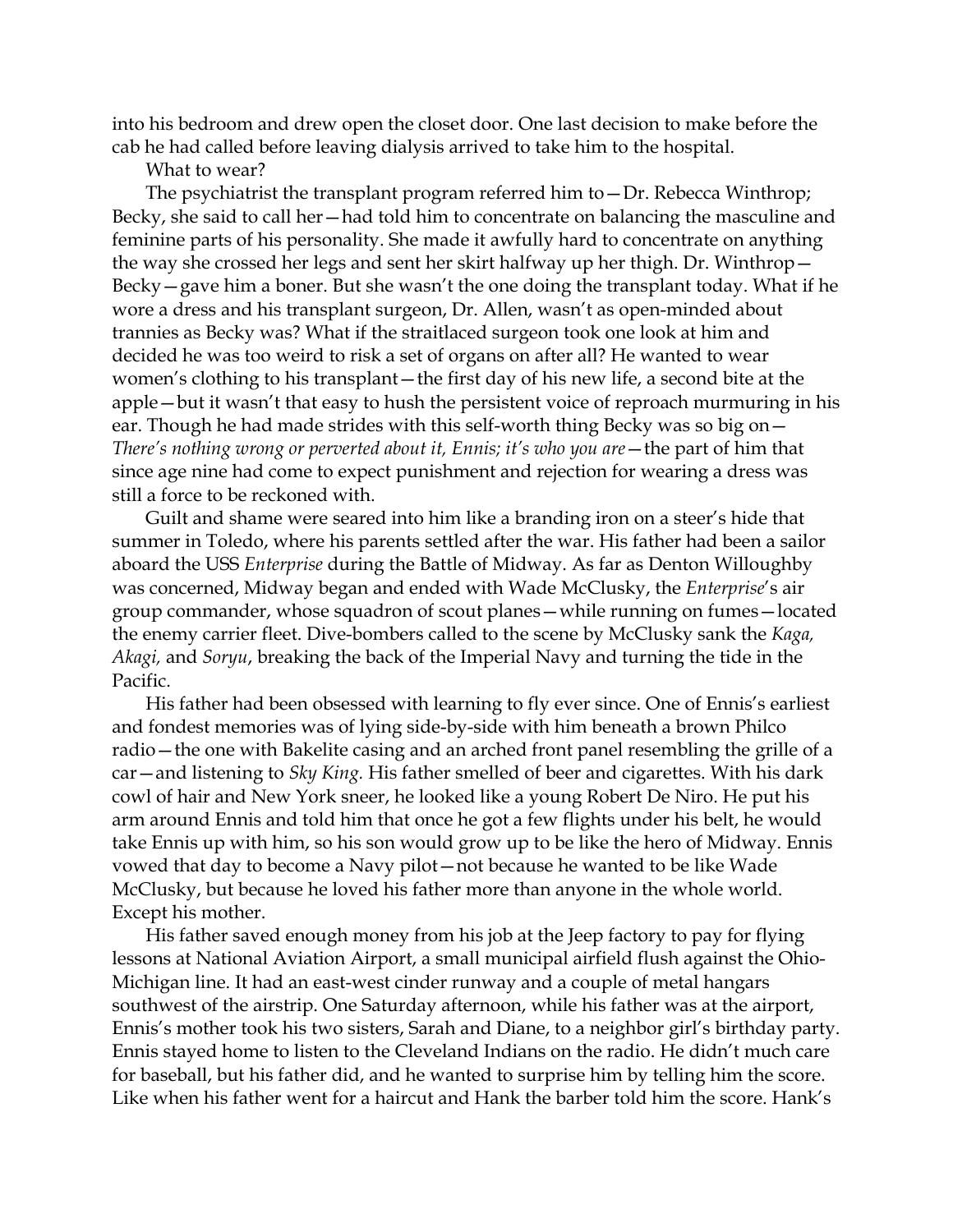into his bedroom and drew open the closet door. One last decision to make before the cab he had called before leaving dialysis arrived to take him to the hospital.

What to wear?

The psychiatrist the transplant program referred him to—Dr. Rebecca Winthrop; Becky, she said to call her—had told him to concentrate on balancing the masculine and feminine parts of his personality. She made it awfully hard to concentrate on anything the way she crossed her legs and sent her skirt halfway up her thigh. Dr. Winthrop—Becky—gave him a boner. But she wasn't the one doing the transplant today. What if he wore a dress and his transplant surgeon, Dr. Allen, wasn't as open-minded about trannies as Becky was? What if the straitlaced surgeon took one look at him and decided he was too weird to risk a set of organs on after all? He wanted to wear women's clothing to his transplant—the first day of his new life, a second bite at the apple—but it wasn't that easy to hush the persistent voice of reproach murmuring in his ear. Though he had made strides with this self-worth thing Becky was so big on—*There's nothing wrong or perverted about it, Ennis; it's who you are*—the part of him that since age nine had come to expect punishment and rejection for wearing a dress was still a force to be reckoned with.

Guilt and shame were seared into him like a branding iron on a steer's hide that summer in Toledo, where his parents settled after the war. His father had been a sailor aboard the USS *Enterprise* during the Battle of Midway. As far as Denton Willoughby was concerned, Midway began and ended with Wade McClusky, the *Enterprise*'s air group commander, whose squadron of scout planes—while running on fumes—located the enemy carrier fleet. Dive-bombers called to the scene by McClusky sank the *Kaga, Akagi,* and *Soryu*, breaking the back of the Imperial Navy and turning the tide in the Pacific.

His father had been obsessed with learning to fly ever since. One of Ennis's earliest and fondest memories was of lying side-by-side with him beneath a brown Philco radio—the one with Bakelite casing and an arched front panel resembling the grille of a car—and listening to *Sky King.* His father smelled of beer and cigarettes. With his dark cowl of hair and New York sneer, he looked like a young Robert De Niro. He put his arm around Ennis and told him that once he got a few flights under his belt, he would take Ennis up with him, so his son would grow up to be like the hero of Midway. Ennis vowed that day to become a Navy pilot—not because he wanted to be like Wade McClusky, but because he loved his father more than anyone in the whole world. Except his mother.

His father saved enough money from his job at the Jeep factory to pay for flying lessons at National Aviation Airport, a small municipal airfield flush against the Ohio-Michigan line. It had an east-west cinder runway and a couple of metal hangars southwest of the airstrip. One Saturday afternoon, while his father was at the airport, Ennis's mother took his two sisters, Sarah and Diane, to a neighbor girl's birthday party. Ennis stayed home to listen to the Cleveland Indians on the radio. He didn't much care for baseball, but his father did, and he wanted to surprise him by telling him the score. Like when his father went for a haircut and Hank the barber told him the score. Hank's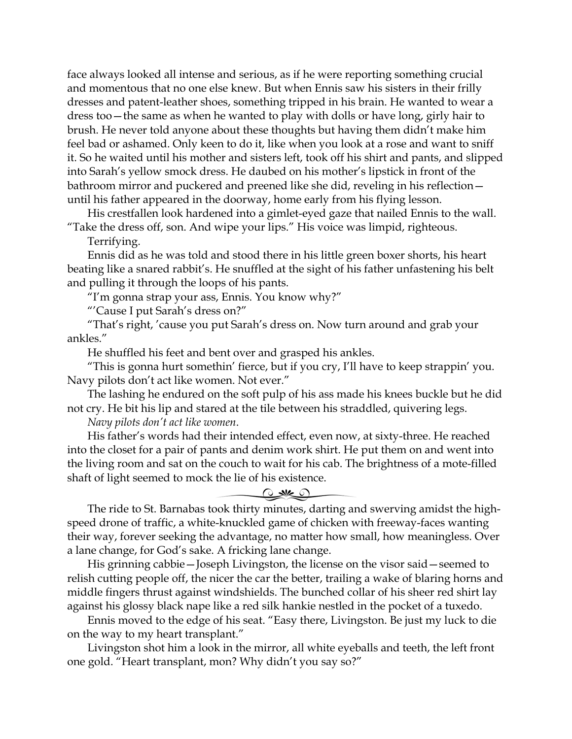face always looked all intense and serious, as if he were reporting something crucial and momentous that no one else knew. But when Ennis saw his sisters in their frilly dresses and patent-leather shoes, something tripped in his brain. He wanted to wear a dress too—the same as when he wanted to play with dolls or have long, girly hair to brush. He never told anyone about these thoughts but having them didn't make him feel bad or ashamed. Only keen to do it, like when you look at a rose and want to sniff it. So he waited until his mother and sisters left, took off his shirt and pants, and slipped into Sarah's yellow smock dress. He daubed on his mother's lipstick in front of the bathroom mirror and puckered and preened like she did, reveling in his reflection—until his father appeared in the doorway, home early from his flying lesson.

His crestfallen look hardened into a gimlet-eyed gaze that nailed Ennis to the wall. "Take the dress off, son. And wipe your lips." His voice was limpid, righteous.

Terrifying.

Ennis did as he was told and stood there in his little green boxer shorts, his heart beating like a snared rabbit's. He snuffled at the sight of his father unfastening his belt and pulling it through the loops of his pants.

"I'm gonna strap your ass, Ennis. You know why?"

"'Cause I put Sarah's dress on?"

"That's right, 'cause you put Sarah's dress on. Now turn around and grab your ankles."

He shuffled his feet and bent over and grasped his ankles.

"This is gonna hurt somethin' fierce, but if you cry, I'll have to keep strappin' you. Navy pilots don't act like women. Not ever."

The lashing he endured on the soft pulp of his ass made his knees buckle but he did not cry. He bit his lip and stared at the tile between his straddled, quivering legs.

*Navy pilots don't act like women*.

His father's words had their intended effect, even now, at sixty-three. He reached into the closet for a pair of pants and denim work shirt. He put them on and went into the living room and sat on the couch to wait for his cab. The brightness of a mote-filled shaft of light seemed to mock the lie of his existence.

---

The ride to St. Barnabas took thirty minutes, darting and swerving amidst the high-speed drone of traffic, a white-knuckled game of chicken with freeway-faces wanting their way, forever seeking the advantage, no matter how small, how meaningless. Over a lane change, for God's sake. A fricking lane change.

His grinning cabbie—Joseph Livingston, the license on the visor said—seemed to relish cutting people off, the nicer the car the better, trailing a wake of blaring horns and middle fingers thrust against windshields. The bunched collar of his sheer red shirt lay against his glossy black nape like a red silk hankie nestled in the pocket of a tuxedo.

Ennis moved to the edge of his seat. "Easy there, Livingston. Be just my luck to die on the way to my heart transplant."

Livingston shot him a look in the mirror, all white eyeballs and teeth, the left front one gold. "Heart transplant, mon? Why didn't you say so?"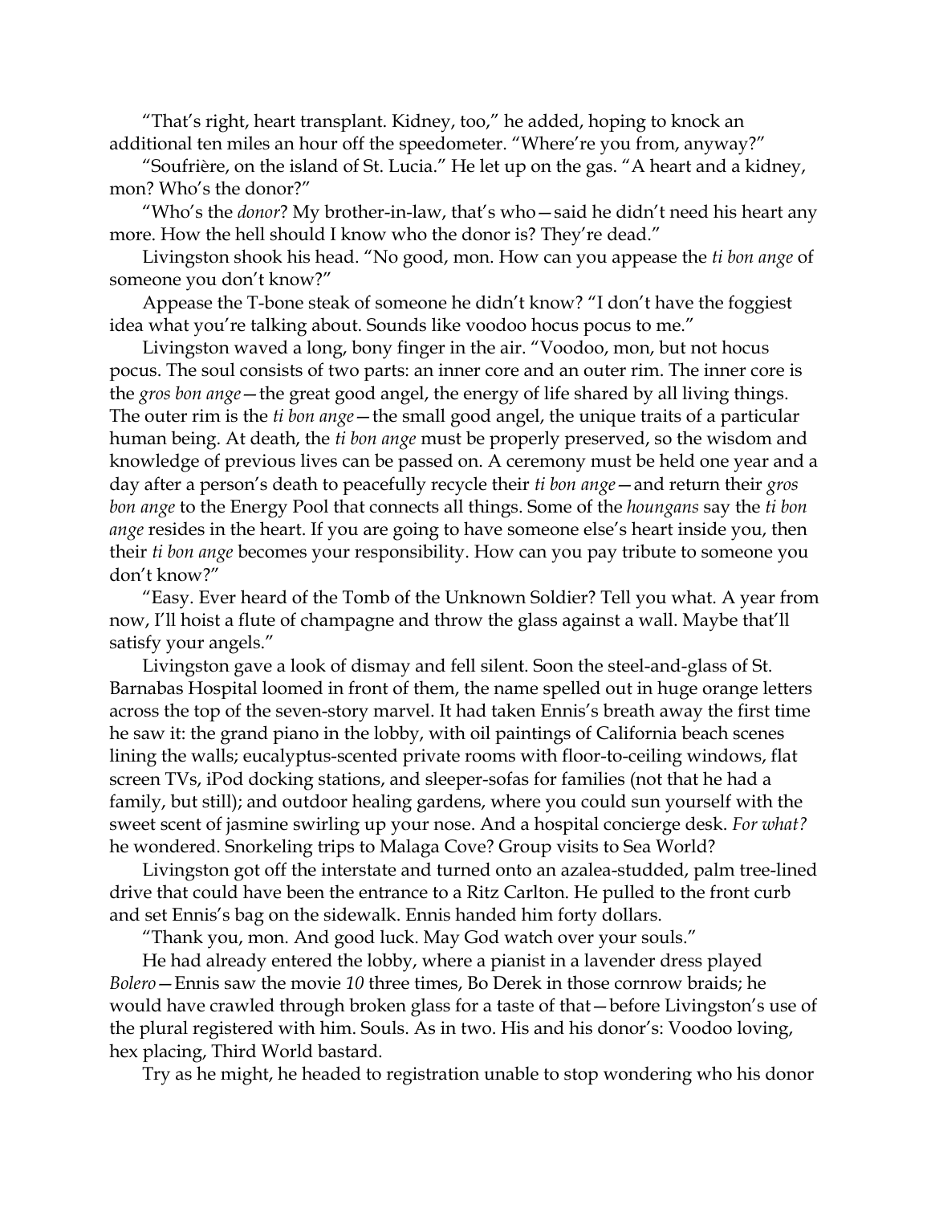"That's right, heart transplant. Kidney, too," he added, hoping to knock an additional ten miles an hour off the speedometer. "Where're you from, anyway?"

"Soufrière, on the island of St. Lucia." He let up on the gas. "A heart and a kidney, mon? Who's the donor?"

"Who's the *donor*? My brother-in-law, that's who—said he didn't need his heart any more. How the hell should I know who the donor is? They're dead."

Livingston shook his head. "No good, mon. How can you appease the *ti bon ange* of someone you don't know?"

Appease the T-bone steak of someone he didn't know? "I don't have the foggiest idea what you're talking about. Sounds like voodoo hocus pocus to me."

Livingston waved a long, bony finger in the air. "Voodoo, mon, but not hocus pocus. The soul consists of two parts: an inner core and an outer rim. The inner core is the *gros bon ange*—the great good angel, the energy of life shared by all living things. The outer rim is the *ti bon ange*—the small good angel, the unique traits of a particular human being. At death, the *ti bon ange* must be properly preserved, so the wisdom and knowledge of previous lives can be passed on. A ceremony must be held one year and a day after a person's death to peacefully recycle their *ti bon ange*—and return their *gros bon ange* to the Energy Pool that connects all things. Some of the *houngans* say the *ti bon ange* resides in the heart. If you are going to have someone else's heart inside you, then their *ti bon ange* becomes your responsibility. How can you pay tribute to someone you don't know?"

"Easy. Ever heard of the Tomb of the Unknown Soldier? Tell you what. A year from now, I'll hoist a flute of champagne and throw the glass against a wall. Maybe that'll satisfy your angels."

Livingston gave a look of dismay and fell silent. Soon the steel-and-glass of St. Barnabas Hospital loomed in front of them, the name spelled out in huge orange letters across the top of the seven-story marvel. It had taken Ennis's breath away the first time he saw it: the grand piano in the lobby, with oil paintings of California beach scenes lining the walls; eucalyptus-scented private rooms with floor-to-ceiling windows, flat screen TVs, iPod docking stations, and sleeper-sofas for families (not that he had a family, but still); and outdoor healing gardens, where you could sun yourself with the sweet scent of jasmine swirling up your nose. And a hospital concierge desk. *For what?* he wondered. Snorkeling trips to Malaga Cove? Group visits to Sea World?

Livingston got off the interstate and turned onto an azalea-studded, palm tree-lined drive that could have been the entrance to a Ritz Carlton. He pulled to the front curb and set Ennis's bag on the sidewalk. Ennis handed him forty dollars.

"Thank you, mon. And good luck. May God watch over your souls."

He had already entered the lobby, where a pianist in a lavender dress played *Bolero*—Ennis saw the movie *10* three times, Bo Derek in those cornrow braids; he would have crawled through broken glass for a taste of that—before Livingston's use of the plural registered with him. Souls. As in two. His and his donor's: Voodoo loving, hex placing, Third World bastard.

Try as he might, he headed to registration unable to stop wondering who his donor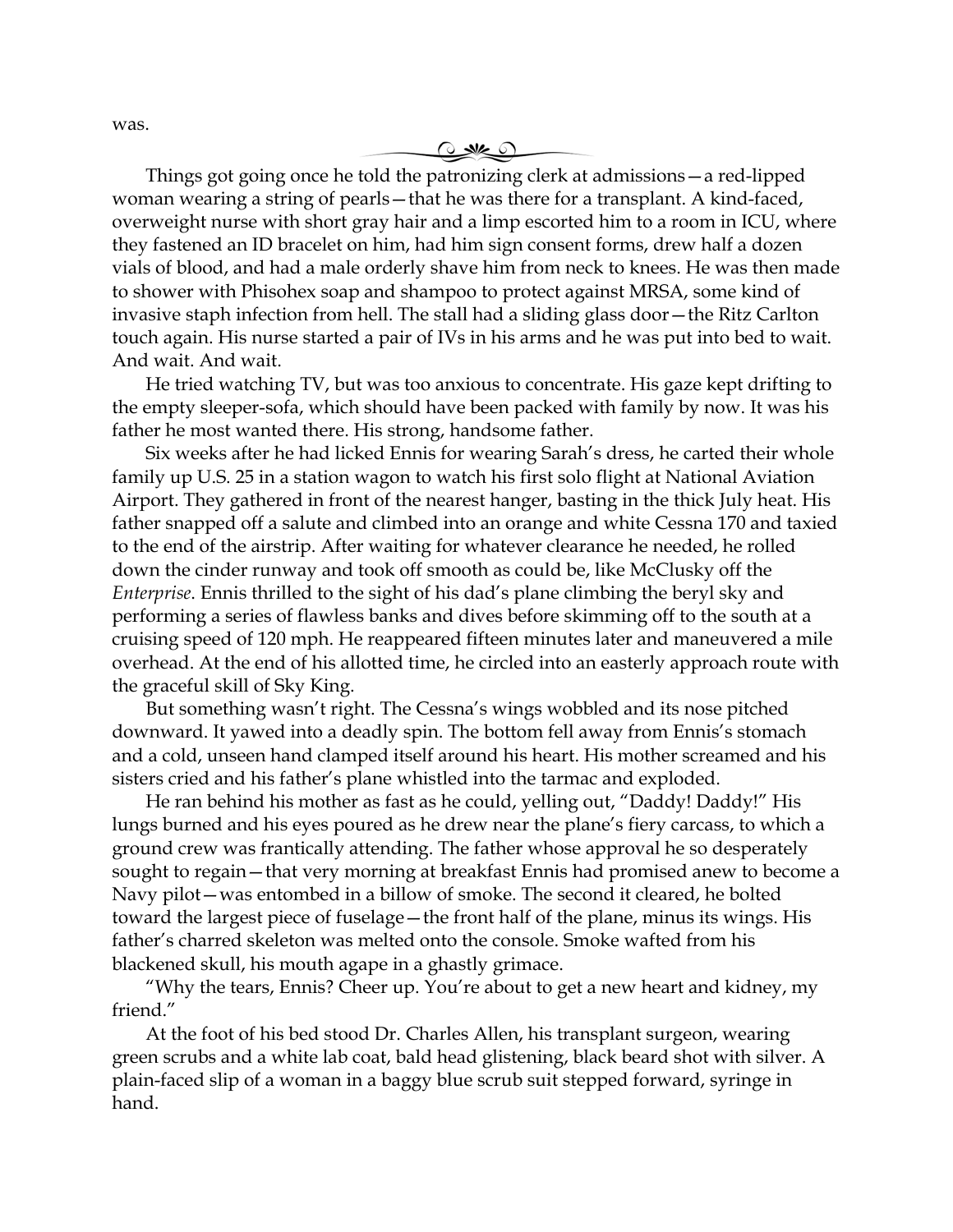was.

Things got going once he told the patronizing clerk at admissions—a red-lipped woman wearing a string of pearls—that he was there for a transplant. A kind-faced, overweight nurse with short gray hair and a limp escorted him to a room in ICU, where they fastened an ID bracelet on him, had him sign consent forms, drew half a dozen vials of blood, and had a male orderly shave him from neck to knees. He was then made to shower with Phisohex soap and shampoo to protect against MRSA, some kind of invasive staph infection from hell. The stall had a sliding glass door—the Ritz Carlton touch again. His nurse started a pair of IVs in his arms and he was put into bed to wait. And wait. And wait.

He tried watching TV, but was too anxious to concentrate. His gaze kept drifting to the empty sleeper-sofa, which should have been packed with family by now. It was his father he most wanted there. His strong, handsome father.

Six weeks after he had licked Ennis for wearing Sarah's dress, he carted their whole family up U.S. 25 in a station wagon to watch his first solo flight at National Aviation Airport. They gathered in front of the nearest hanger, basting in the thick July heat. His father snapped off a salute and climbed into an orange and white Cessna 170 and taxied to the end of the airstrip. After waiting for whatever clearance he needed, he rolled down the cinder runway and took off smooth as could be, like McClusky off the *Enterprise*. Ennis thrilled to the sight of his dad's plane climbing the beryl sky and performing a series of flawless banks and dives before skimming off to the south at a cruising speed of 120 mph. He reappeared fifteen minutes later and maneuvered a mile overhead. At the end of his allotted time, he circled into an easterly approach route with the graceful skill of Sky King.

But something wasn't right. The Cessna's wings wobbled and its nose pitched downward. It yawed into a deadly spin. The bottom fell away from Ennis's stomach and a cold, unseen hand clamped itself around his heart. His mother screamed and his sisters cried and his father's plane whistled into the tarmac and exploded.

He ran behind his mother as fast as he could, yelling out, "Daddy! Daddy!" His lungs burned and his eyes poured as he drew near the plane's fiery carcass, to which a ground crew was frantically attending. The father whose approval he so desperately sought to regain—that very morning at breakfast Ennis had promised anew to become a Navy pilot—was entombed in a billow of smoke. The second it cleared, he bolted toward the largest piece of fuselage—the front half of the plane, minus its wings. His father's charred skeleton was melted onto the console. Smoke wafted from his blackened skull, his mouth agape in a ghastly grimace.

"Why the tears, Ennis? Cheer up. You're about to get a new heart and kidney, my friend."

At the foot of his bed stood Dr. Charles Allen, his transplant surgeon, wearing green scrubs and a white lab coat, bald head glistening, black beard shot with silver. A plain-faced slip of a woman in a baggy blue scrub suit stepped forward, syringe in hand.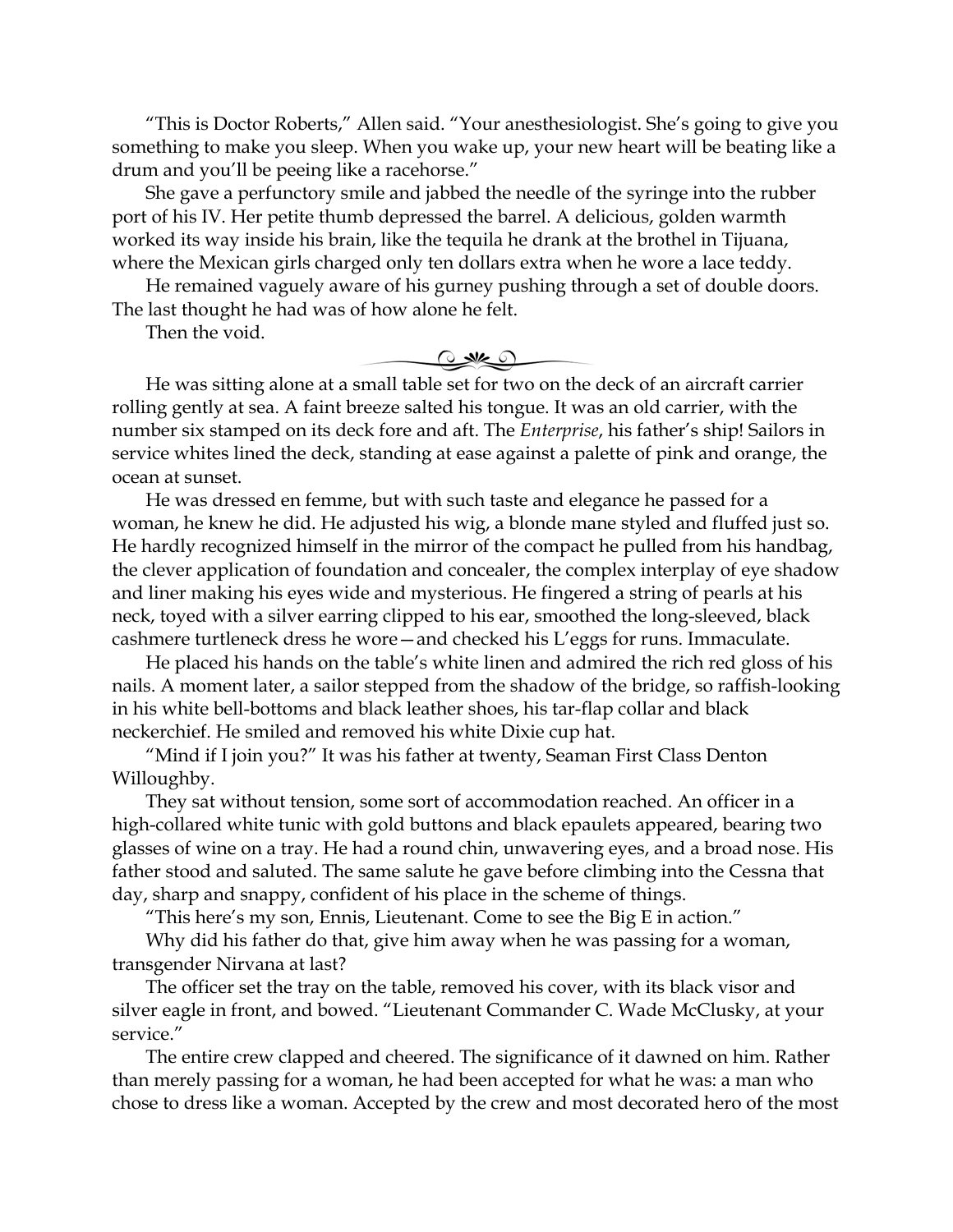"This is Doctor Roberts," Allen said. "Your anesthesiologist. She's going to give you something to make you sleep. When you wake up, your new heart will be beating like a drum and you'll be peeing like a racehorse."

She gave a perfunctory smile and jabbed the needle of the syringe into the rubber port of his IV. Her petite thumb depressed the barrel. A delicious, golden warmth worked its way inside his brain, like the tequila he drank at the brothel in Tijuana, where the Mexican girls charged only ten dollars extra when he wore a lace teddy.

He remained vaguely aware of his gurney pushing through a set of double doors. The last thought he had was of how alone he felt.

Then the void.

---

He was sitting alone at a small table set for two on the deck of an aircraft carrier rolling gently at sea. A faint breeze salted his tongue. It was an old carrier, with the number six stamped on its deck fore and aft. The *Enterprise*, his father's ship! Sailors in service whites lined the deck, standing at ease against a palette of pink and orange, the ocean at sunset.

He was dressed en femme, but with such taste and elegance he passed for a woman, he knew he did. He adjusted his wig, a blonde mane styled and fluffed just so. He hardly recognized himself in the mirror of the compact he pulled from his handbag, the clever application of foundation and concealer, the complex interplay of eye shadow and liner making his eyes wide and mysterious. He fingered a string of pearls at his neck, toyed with a silver earring clipped to his ear, smoothed the long-sleeved, black cashmere turtleneck dress he wore—and checked his L'eggs for runs. Immaculate.

He placed his hands on the table's white linen and admired the rich red gloss of his nails. A moment later, a sailor stepped from the shadow of the bridge, so raffish-looking in his white bell-bottoms and black leather shoes, his tar-flap collar and black neckerchief. He smiled and removed his white Dixie cup hat.

"Mind if I join you?" It was his father at twenty, Seaman First Class Denton Willoughby.

They sat without tension, some sort of accommodation reached. An officer in a high-collared white tunic with gold buttons and black epaulets appeared, bearing two glasses of wine on a tray. He had a round chin, unwavering eyes, and a broad nose. His father stood and saluted. The same salute he gave before climbing into the Cessna that day, sharp and snappy, confident of his place in the scheme of things.

"This here's my son, Ennis, Lieutenant. Come to see the Big E in action."

Why did his father do that, give him away when he was passing for a woman, transgender Nirvana at last?

The officer set the tray on the table, removed his cover, with its black visor and silver eagle in front, and bowed. "Lieutenant Commander C. Wade McClusky, at your service."

The entire crew clapped and cheered. The significance of it dawned on him. Rather than merely passing for a woman, he had been accepted for what he was: a man who chose to dress like a woman. Accepted by the crew and most decorated hero of the most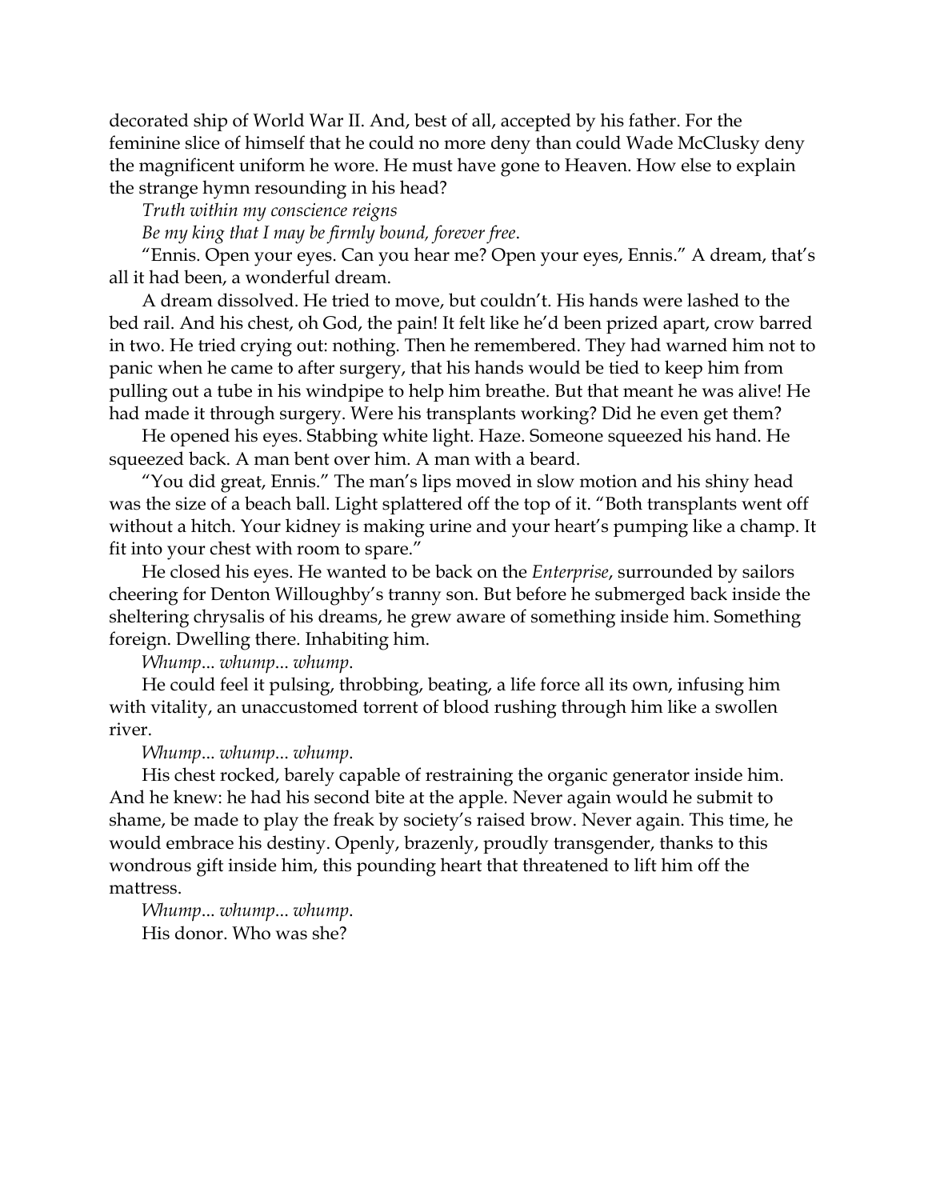decorated ship of World War II. And, best of all, accepted by his father. For the feminine slice of himself that he could no more deny than could Wade McClusky deny the magnificent uniform he wore. He must have gone to Heaven. How else to explain the strange hymn resounding in his head?

*Truth within my conscience reigns*

*Be my king that I may be firmly bound, forever free*.

"Ennis. Open your eyes. Can you hear me? Open your eyes, Ennis." A dream, that's all it had been, a wonderful dream.

A dream dissolved. He tried to move, but couldn't. His hands were lashed to the bed rail. And his chest, oh God, the pain! It felt like he'd been prized apart, crow barred in two. He tried crying out: nothing. Then he remembered. They had warned him not to panic when he came to after surgery, that his hands would be tied to keep him from pulling out a tube in his windpipe to help him breathe. But that meant he was alive! He had made it through surgery. Were his transplants working? Did he even get them?

He opened his eyes. Stabbing white light. Haze. Someone squeezed his hand. He squeezed back. A man bent over him. A man with a beard.

"You did great, Ennis." The man's lips moved in slow motion and his shiny head was the size of a beach ball. Light splattered off the top of it. "Both transplants went off without a hitch. Your kidney is making urine and your heart's pumping like a champ. It fit into your chest with room to spare."

He closed his eyes. He wanted to be back on the *Enterprise*, surrounded by sailors cheering for Denton Willoughby's tranny son. But before he submerged back inside the sheltering chrysalis of his dreams, he grew aware of something inside him. Something foreign. Dwelling there. Inhabiting him.

*Whump... whump... whump*.

He could feel it pulsing, throbbing, beating, a life force all its own, infusing him with vitality, an unaccustomed torrent of blood rushing through him like a swollen river.

*Whump... whump... whump*.

His chest rocked, barely capable of restraining the organic generator inside him. And he knew: he had his second bite at the apple. Never again would he submit to shame, be made to play the freak by society's raised brow. Never again. This time, he would embrace his destiny. Openly, brazenly, proudly transgender, thanks to this wondrous gift inside him, this pounding heart that threatened to lift him off the mattress.

*Whump... whump... whump*.

His donor. Who was she?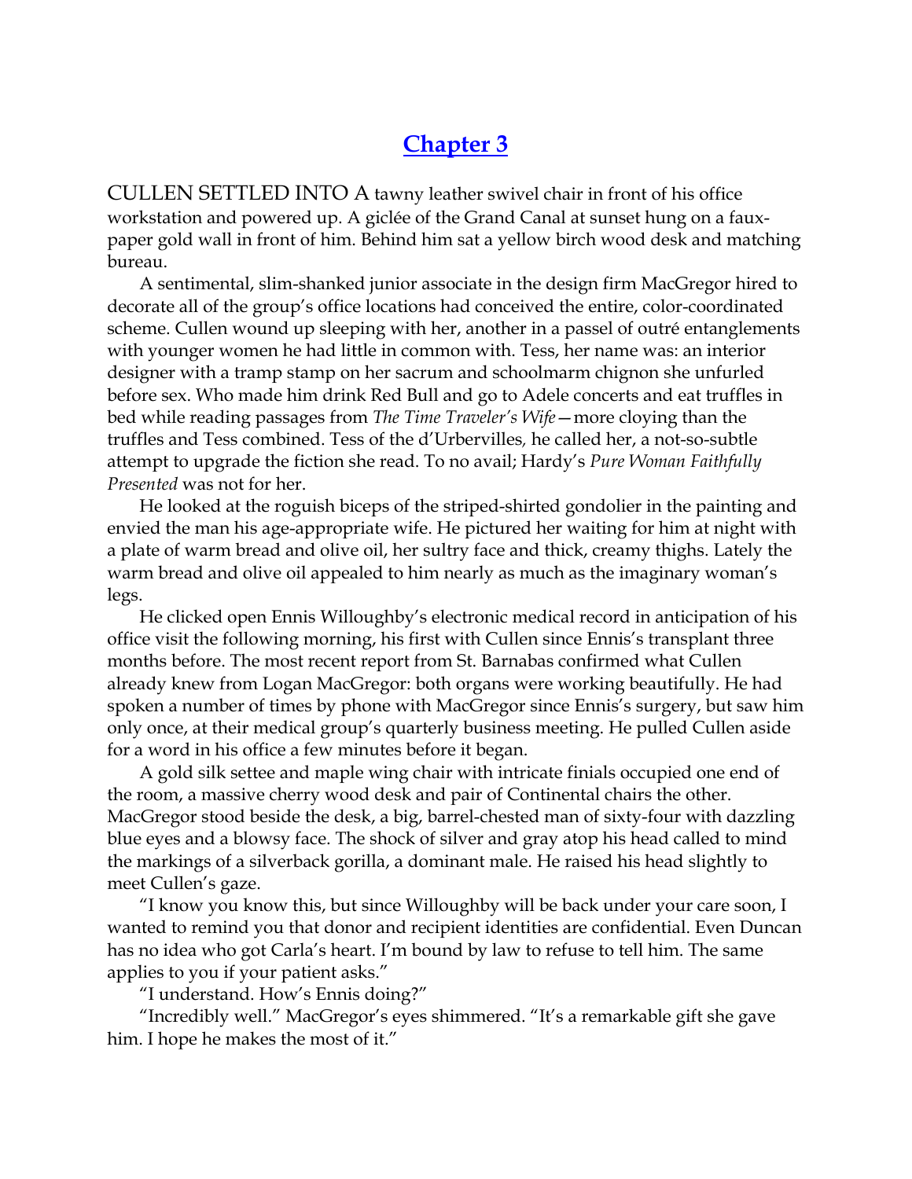## Chapter 3

CULLEN SETTLED INTO A tawny leather swivel chair in front of his office workstation and powered up. A giclée of the Grand Canal at sunset hung on a faux-paper gold wall in front of him. Behind him sat a yellow birch wood desk and matching bureau.

A sentimental, slim-shanked junior associate in the design firm MacGregor hired to decorate all of the group's office locations had conceived the entire, color-coordinated scheme. Cullen wound up sleeping with her, another in a passel of outré entanglements with younger women he had little in common with. Tess, her name was: an interior designer with a tramp stamp on her sacrum and schoolmarm chignon she unfurled before sex. Who made him drink Red Bull and go to Adele concerts and eat truffles in bed while reading passages from *The Time Traveler's Wife*—more cloying than the truffles and Tess combined. Tess of the d'Urbervilles*,* he called her, a not-so-subtle attempt to upgrade the fiction she read. To no avail; Hardy's *Pure Woman Faithfully Presented* was not for her.

He looked at the roguish biceps of the striped-shirted gondolier in the painting and envied the man his age-appropriate wife. He pictured her waiting for him at night with a plate of warm bread and olive oil, her sultry face and thick, creamy thighs. Lately the warm bread and olive oil appealed to him nearly as much as the imaginary woman's legs.

He clicked open Ennis Willoughby's electronic medical record in anticipation of his office visit the following morning, his first with Cullen since Ennis's transplant three months before. The most recent report from St. Barnabas confirmed what Cullen already knew from Logan MacGregor: both organs were working beautifully. He had spoken a number of times by phone with MacGregor since Ennis's surgery, but saw him only once, at their medical group's quarterly business meeting. He pulled Cullen aside for a word in his office a few minutes before it began.

A gold silk settee and maple wing chair with intricate finials occupied one end of the room, a massive cherry wood desk and pair of Continental chairs the other. MacGregor stood beside the desk, a big, barrel-chested man of sixty-four with dazzling blue eyes and a blowsy face. The shock of silver and gray atop his head called to mind the markings of a silverback gorilla, a dominant male. He raised his head slightly to meet Cullen's gaze.

"I know you know this, but since Willoughby will be back under your care soon, I wanted to remind you that donor and recipient identities are confidential. Even Duncan has no idea who got Carla's heart. I'm bound by law to refuse to tell him. The same applies to you if your patient asks."

"I understand. How's Ennis doing?"

"Incredibly well." MacGregor's eyes shimmered. "It's a remarkable gift she gave him. I hope he makes the most of it."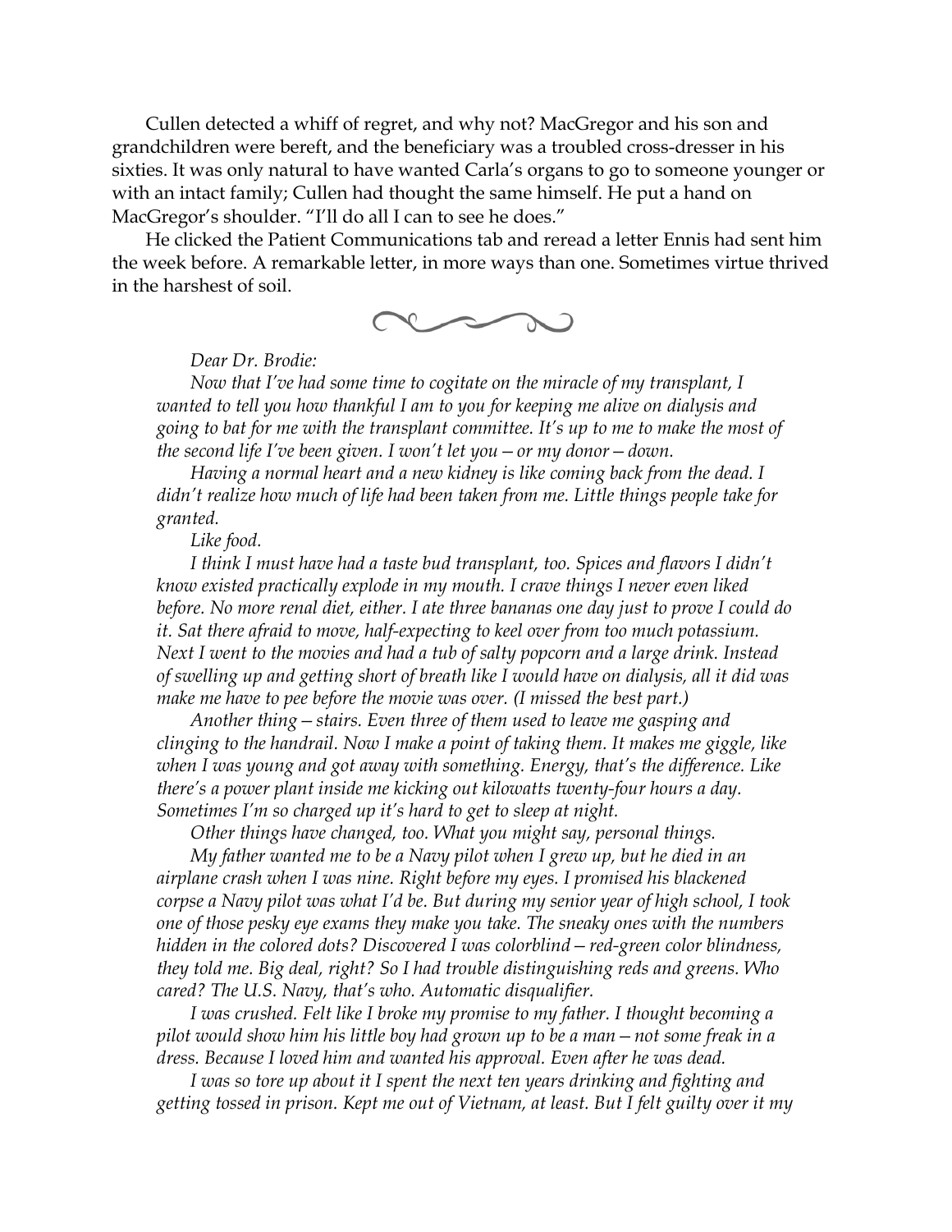Cullen detected a whiff of regret, and why not? MacGregor and his son and grandchildren were bereft, and the beneficiary was a troubled cross-dresser in his sixties. It was only natural to have wanted Carla's organs to go to someone younger or with an intact family; Cullen had thought the same himself. He put a hand on MacGregor's shoulder. "I'll do all I can to see he does."

He clicked the Patient Communications tab and reread a letter Ennis had sent him the week before. A remarkable letter, in more ways than one. Sometimes virtue thrived in the harshest of soil.

*Dear Dr. Brodie:*

*Now that I've had some time to cogitate on the miracle of my transplant, I wanted to tell you how thankful I am to you for keeping me alive on dialysis and going to bat for me with the transplant committee. It's up to me to make the most of the second life I've been given. I won't let you—or my donor—down.*

*Having a normal heart and a new kidney is like coming back from the dead. I didn't realize how much of life had been taken from me. Little things people take for granted.*

*Like food.*

*I think I must have had a taste bud transplant, too. Spices and flavors I didn't know existed practically explode in my mouth. I crave things I never even liked before. No more renal diet, either. I ate three bananas one day just to prove I could do it. Sat there afraid to move, half-expecting to keel over from too much potassium. Next I went to the movies and had a tub of salty popcorn and a large drink. Instead of swelling up and getting short of breath like I would have on dialysis, all it did was make me have to pee before the movie was over. (I missed the best part.)*

*Another thing—stairs. Even three of them used to leave me gasping and clinging to the handrail. Now I make a point of taking them. It makes me giggle, like when I was young and got away with something. Energy, that's the difference. Like there's a power plant inside me kicking out kilowatts twenty-four hours a day. Sometimes I'm so charged up it's hard to get to sleep at night.*

*Other things have changed, too. What you might say, personal things.*

*My father wanted me to be a Navy pilot when I grew up, but he died in an airplane crash when I was nine. Right before my eyes. I promised his blackened corpse a Navy pilot was what I'd be. But during my senior year of high school, I took one of those pesky eye exams they make you take. The sneaky ones with the numbers hidden in the colored dots? Discovered I was colorblind—red-green color blindness, they told me. Big deal, right? So I had trouble distinguishing reds and greens. Who cared? The U.S. Navy, that's who. Automatic disqualifier.*

*I was crushed. Felt like I broke my promise to my father. I thought becoming a pilot would show him his little boy had grown up to be a man—not some freak in a dress. Because I loved him and wanted his approval. Even after he was dead.*

*I was so tore up about it I spent the next ten years drinking and fighting and getting tossed in prison. Kept me out of Vietnam, at least. But I felt guilty over it my*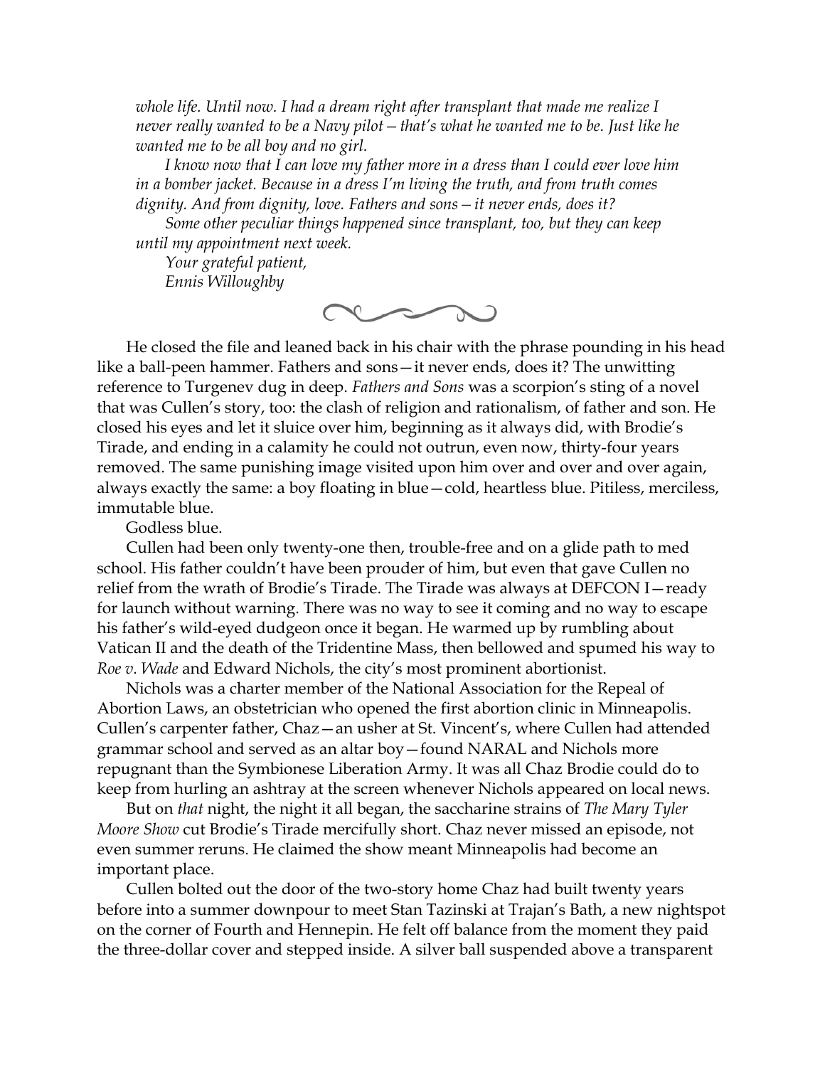*whole life. Until now. I had a dream right after transplant that made me realize I never really wanted to be a Navy pilot—that's what he wanted me to be. Just like he wanted me to be all boy and no girl.*

*I know now that I can love my father more in a dress than I could ever love him in a bomber jacket. Because in a dress I'm living the truth, and from truth comes dignity. And from dignity, love. Fathers and sons—it never ends, does it?*

*Some other peculiar things happened since transplant, too, but they can keep until my appointment next week.*

*Your grateful patient,*
*Ennis Willoughby*

He closed the file and leaned back in his chair with the phrase pounding in his head like a ball-peen hammer. Fathers and sons—it never ends, does it? The unwitting reference to Turgenev dug in deep. *Fathers and Sons* was a scorpion's sting of a novel that was Cullen's story, too: the clash of religion and rationalism, of father and son. He closed his eyes and let it sluice over him, beginning as it always did, with Brodie's Tirade, and ending in a calamity he could not outrun, even now, thirty-four years removed. The same punishing image visited upon him over and over and over again, always exactly the same: a boy floating in blue—cold, heartless blue. Pitiless, merciless, immutable blue.

Godless blue.

Cullen had been only twenty-one then, trouble-free and on a glide path to med school. His father couldn't have been prouder of him, but even that gave Cullen no relief from the wrath of Brodie's Tirade. The Tirade was always at DEFCON I—ready for launch without warning. There was no way to see it coming and no way to escape his father's wild-eyed dudgeon once it began. He warmed up by rumbling about Vatican II and the death of the Tridentine Mass, then bellowed and spumed his way to *Roe v. Wade* and Edward Nichols, the city's most prominent abortionist.

Nichols was a charter member of the National Association for the Repeal of Abortion Laws, an obstetrician who opened the first abortion clinic in Minneapolis. Cullen's carpenter father, Chaz—an usher at St. Vincent's, where Cullen had attended grammar school and served as an altar boy—found NARAL and Nichols more repugnant than the Symbionese Liberation Army. It was all Chaz Brodie could do to keep from hurling an ashtray at the screen whenever Nichols appeared on local news.

But on *that* night, the night it all began, the saccharine strains of *The Mary Tyler Moore Show* cut Brodie's Tirade mercifully short. Chaz never missed an episode, not even summer reruns. He claimed the show meant Minneapolis had become an important place.

Cullen bolted out the door of the two-story home Chaz had built twenty years before into a summer downpour to meet Stan Tazinski at Trajan's Bath, a new nightspot on the corner of Fourth and Hennepin. He felt off balance from the moment they paid the three-dollar cover and stepped inside. A silver ball suspended above a transparent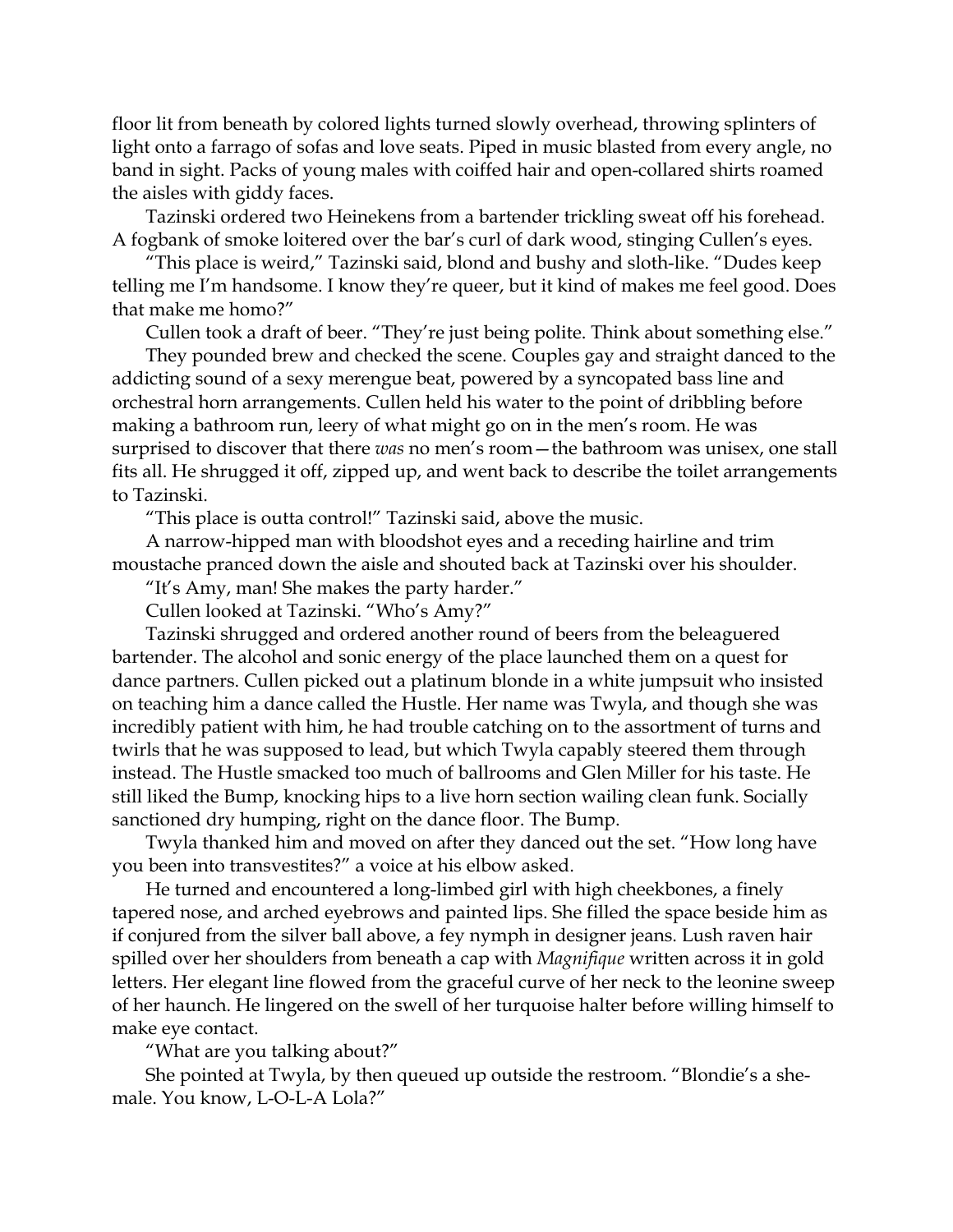floor lit from beneath by colored lights turned slowly overhead, throwing splinters of light onto a farrago of sofas and love seats. Piped in music blasted from every angle, no band in sight. Packs of young males with coiffed hair and open-collared shirts roamed the aisles with giddy faces.

Tazinski ordered two Heinekens from a bartender trickling sweat off his forehead. A fogbank of smoke loitered over the bar's curl of dark wood, stinging Cullen's eyes.

"This place is weird," Tazinski said, blond and bushy and sloth-like. "Dudes keep telling me I'm handsome. I know they're queer, but it kind of makes me feel good. Does that make me homo?"

Cullen took a draft of beer. "They're just being polite. Think about something else."

They pounded brew and checked the scene. Couples gay and straight danced to the addicting sound of a sexy merengue beat, powered by a syncopated bass line and orchestral horn arrangements. Cullen held his water to the point of dribbling before making a bathroom run, leery of what might go on in the men's room. He was surprised to discover that there *was* no men's room—the bathroom was unisex, one stall fits all. He shrugged it off, zipped up, and went back to describe the toilet arrangements to Tazinski.

"This place is outta control!" Tazinski said, above the music.

A narrow-hipped man with bloodshot eyes and a receding hairline and trim moustache pranced down the aisle and shouted back at Tazinski over his shoulder.

"It's Amy, man! She makes the party harder."

Cullen looked at Tazinski. "Who's Amy?"

Tazinski shrugged and ordered another round of beers from the beleaguered bartender. The alcohol and sonic energy of the place launched them on a quest for dance partners. Cullen picked out a platinum blonde in a white jumpsuit who insisted on teaching him a dance called the Hustle. Her name was Twyla, and though she was incredibly patient with him, he had trouble catching on to the assortment of turns and twirls that he was supposed to lead, but which Twyla capably steered them through instead. The Hustle smacked too much of ballrooms and Glen Miller for his taste. He still liked the Bump, knocking hips to a live horn section wailing clean funk. Socially sanctioned dry humping, right on the dance floor. The Bump.

Twyla thanked him and moved on after they danced out the set. "How long have you been into transvestites?" a voice at his elbow asked.

He turned and encountered a long-limbed girl with high cheekbones, a finely tapered nose, and arched eyebrows and painted lips. She filled the space beside him as if conjured from the silver ball above, a fey nymph in designer jeans. Lush raven hair spilled over her shoulders from beneath a cap with *Magnifique* written across it in gold letters. Her elegant line flowed from the graceful curve of her neck to the leonine sweep of her haunch. He lingered on the swell of her turquoise halter before willing himself to make eye contact.

"What are you talking about?"

She pointed at Twyla, by then queued up outside the restroom. "Blondie's a she-male. You know, L-O-L-A Lola?"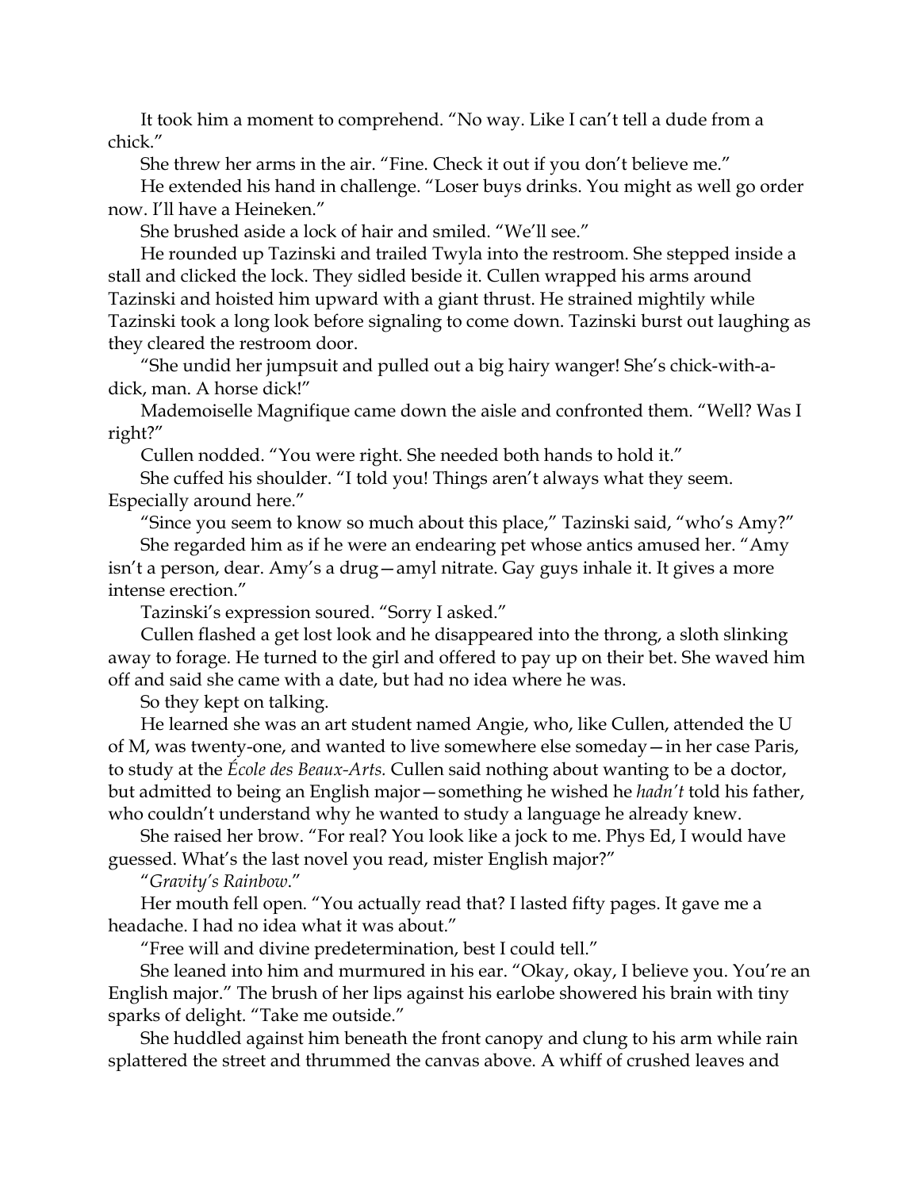It took him a moment to comprehend. "No way. Like I can't tell a dude from a chick."

She threw her arms in the air. "Fine. Check it out if you don't believe me."

He extended his hand in challenge. "Loser buys drinks. You might as well go order now. I'll have a Heineken."

She brushed aside a lock of hair and smiled. "We'll see."

He rounded up Tazinski and trailed Twyla into the restroom. She stepped inside a stall and clicked the lock. They sidled beside it. Cullen wrapped his arms around Tazinski and hoisted him upward with a giant thrust. He strained mightily while Tazinski took a long look before signaling to come down. Tazinski burst out laughing as they cleared the restroom door.

"She undid her jumpsuit and pulled out a big hairy wanger! She's chick-with-a-dick, man. A horse dick!"

Mademoiselle Magnifique came down the aisle and confronted them. "Well? Was I right?"

Cullen nodded. "You were right. She needed both hands to hold it."

She cuffed his shoulder. "I told you! Things aren't always what they seem. Especially around here."

"Since you seem to know so much about this place," Tazinski said, "who's Amy?"

She regarded him as if he were an endearing pet whose antics amused her. "Amy isn't a person, dear. Amy's a drug—amyl nitrate. Gay guys inhale it. It gives a more intense erection."

Tazinski's expression soured. "Sorry I asked."

Cullen flashed a get lost look and he disappeared into the throng, a sloth slinking away to forage. He turned to the girl and offered to pay up on their bet. She waved him off and said she came with a date, but had no idea where he was.

So they kept on talking.

He learned she was an art student named Angie, who, like Cullen, attended the U of M, was twenty-one, and wanted to live somewhere else someday—in her case Paris, to study at the *École des Beaux-Arts.* Cullen said nothing about wanting to be a doctor, but admitted to being an English major—something he wished he *hadn't* told his father, who couldn't understand why he wanted to study a language he already knew.

She raised her brow. "For real? You look like a jock to me. Phys Ed, I would have guessed. What's the last novel you read, mister English major?"

"*Gravity's Rainbow*."

Her mouth fell open. "You actually read that? I lasted fifty pages. It gave me a headache. I had no idea what it was about."

"Free will and divine predetermination, best I could tell."

She leaned into him and murmured in his ear. "Okay, okay, I believe you. You're an English major." The brush of her lips against his earlobe showered his brain with tiny sparks of delight. "Take me outside."

She huddled against him beneath the front canopy and clung to his arm while rain splattered the street and thrummed the canvas above. A whiff of crushed leaves and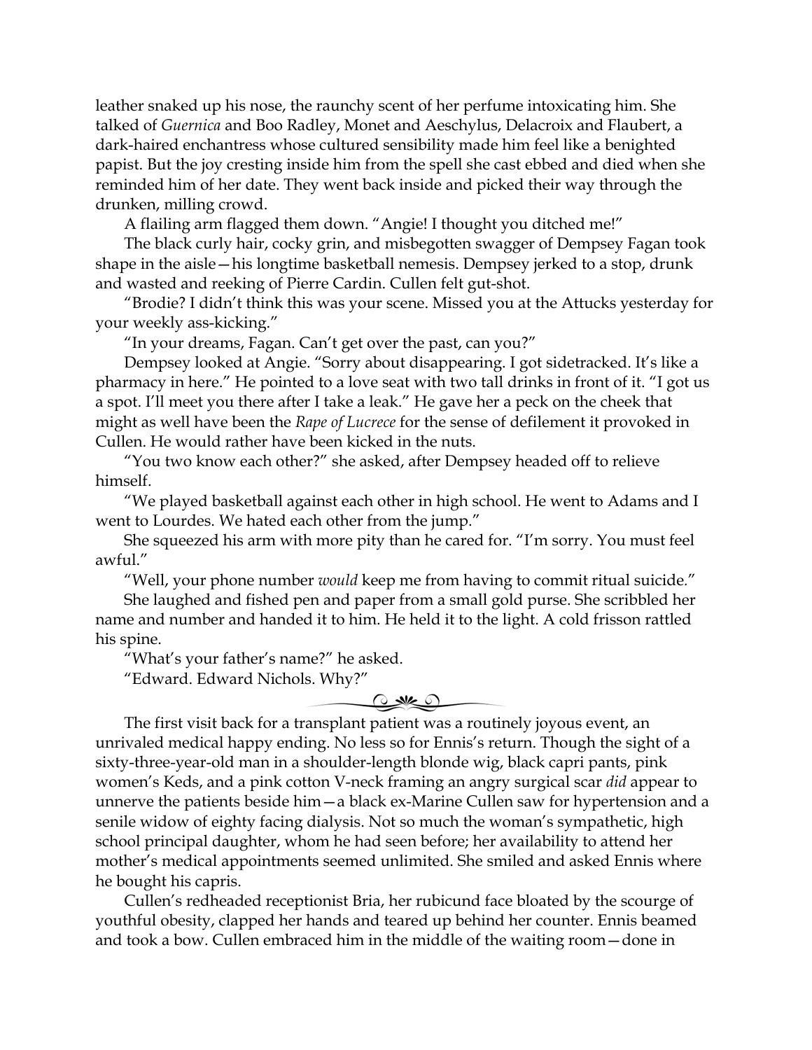leather snaked up his nose, the raunchy scent of her perfume intoxicating him. She talked of *Guernica* and Boo Radley, Monet and Aeschylus, Delacroix and Flaubert, a dark-haired enchantress whose cultured sensibility made him feel like a benighted papist. But the joy cresting inside him from the spell she cast ebbed and died when she reminded him of her date. They went back inside and picked their way through the drunken, milling crowd.

A flailing arm flagged them down. "Angie! I thought you ditched me!"

The black curly hair, cocky grin, and misbegotten swagger of Dempsey Fagan took shape in the aisle—his longtime basketball nemesis. Dempsey jerked to a stop, drunk and wasted and reeking of Pierre Cardin. Cullen felt gut-shot.

"Brodie? I didn't think this was your scene. Missed you at the Attucks yesterday for your weekly ass-kicking."

"In your dreams, Fagan. Can't get over the past, can you?"

Dempsey looked at Angie. "Sorry about disappearing. I got sidetracked. It's like a pharmacy in here." He pointed to a love seat with two tall drinks in front of it. "I got us a spot. I'll meet you there after I take a leak." He gave her a peck on the cheek that might as well have been the *Rape of Lucrece* for the sense of defilement it provoked in Cullen. He would rather have been kicked in the nuts.

"You two know each other?" she asked, after Dempsey headed off to relieve himself.

"We played basketball against each other in high school. He went to Adams and I went to Lourdes. We hated each other from the jump."

She squeezed his arm with more pity than he cared for. "I'm sorry. You must feel awful."

"Well, your phone number *would* keep me from having to commit ritual suicide."

She laughed and fished pen and paper from a small gold purse. She scribbled her name and number and handed it to him. He held it to the light. A cold frisson rattled his spine.

"What's your father's name?" he asked.

"Edward. Edward Nichols. Why?"

The first visit back for a transplant patient was a routinely joyous event, an unrivaled medical happy ending. No less so for Ennis's return. Though the sight of a sixty-three-year-old man in a shoulder-length blonde wig, black capri pants, pink women's Keds, and a pink cotton V-neck framing an angry surgical scar *did* appear to unnerve the patients beside him—a black ex-Marine Cullen saw for hypertension and a senile widow of eighty facing dialysis. Not so much the woman's sympathetic, high school principal daughter, whom he had seen before; her availability to attend her mother's medical appointments seemed unlimited. She smiled and asked Ennis where he bought his capris.

Cullen's redheaded receptionist Bria, her rubicund face bloated by the scourge of youthful obesity, clapped her hands and teared up behind her counter. Ennis beamed and took a bow. Cullen embraced him in the middle of the waiting room—done in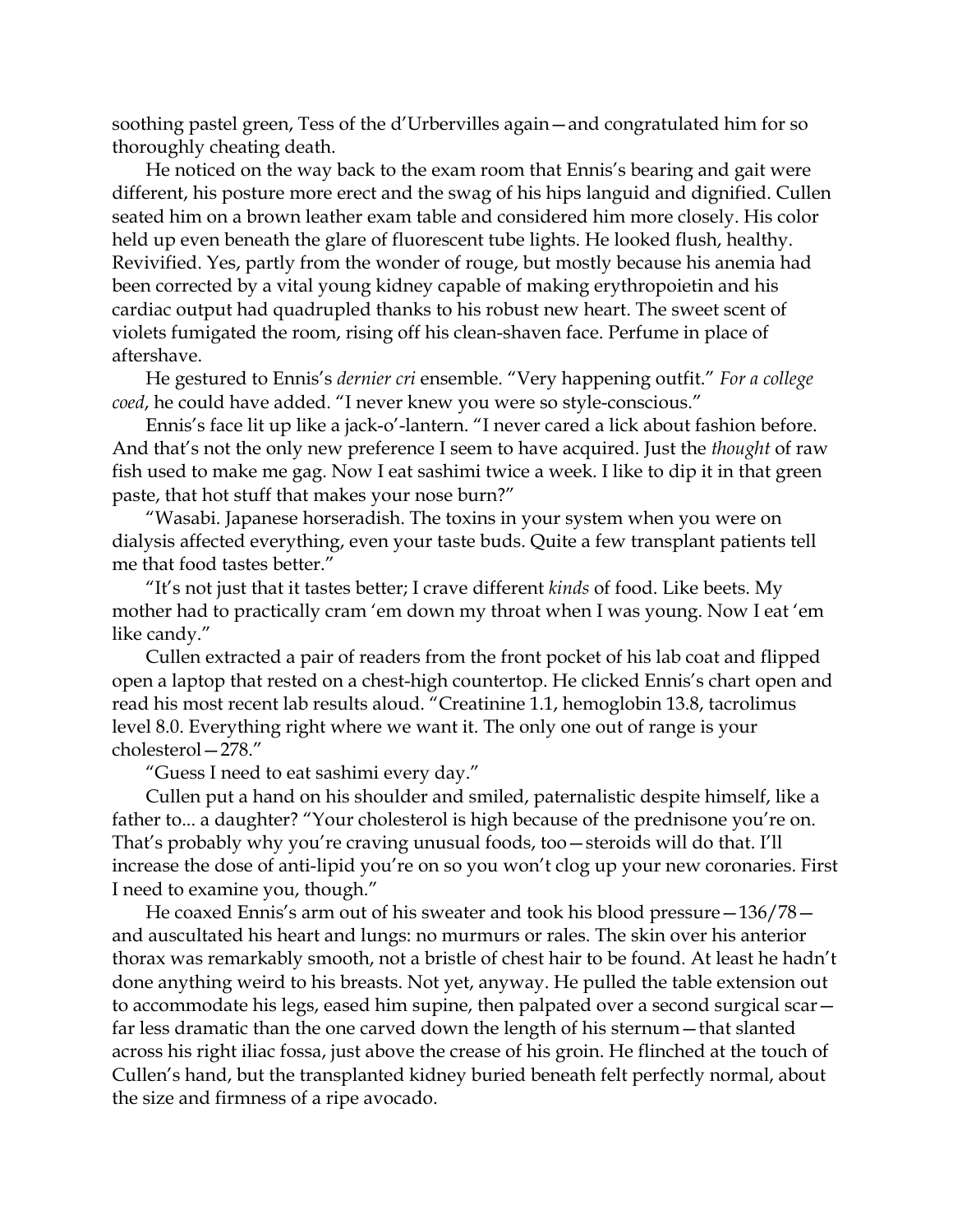soothing pastel green, Tess of the d'Urbervilles again—and congratulated him for so thoroughly cheating death.

He noticed on the way back to the exam room that Ennis's bearing and gait were different, his posture more erect and the swag of his hips languid and dignified. Cullen seated him on a brown leather exam table and considered him more closely. His color held up even beneath the glare of fluorescent tube lights. He looked flush, healthy. Revivified. Yes, partly from the wonder of rouge, but mostly because his anemia had been corrected by a vital young kidney capable of making erythropoietin and his cardiac output had quadrupled thanks to his robust new heart. The sweet scent of violets fumigated the room, rising off his clean-shaven face. Perfume in place of aftershave.

He gestured to Ennis's *dernier cri* ensemble. "Very happening outfit." *For a college coed*, he could have added. "I never knew you were so style-conscious."

Ennis's face lit up like a jack-o'-lantern. "I never cared a lick about fashion before. And that's not the only new preference I seem to have acquired. Just the *thought* of raw fish used to make me gag. Now I eat sashimi twice a week. I like to dip it in that green paste, that hot stuff that makes your nose burn?"

"Wasabi. Japanese horseradish. The toxins in your system when you were on dialysis affected everything, even your taste buds. Quite a few transplant patients tell me that food tastes better."

"It's not just that it tastes better; I crave different *kinds* of food. Like beets. My mother had to practically cram 'em down my throat when I was young. Now I eat 'em like candy."

Cullen extracted a pair of readers from the front pocket of his lab coat and flipped open a laptop that rested on a chest-high countertop. He clicked Ennis's chart open and read his most recent lab results aloud. "Creatinine 1.1, hemoglobin 13.8, tacrolimus level 8.0. Everything right where we want it. The only one out of range is your cholesterol—278."

"Guess I need to eat sashimi every day."

Cullen put a hand on his shoulder and smiled, paternalistic despite himself, like a father to... a daughter? "Your cholesterol is high because of the prednisone you're on. That's probably why you're craving unusual foods, too—steroids will do that. I'll increase the dose of anti-lipid you're on so you won't clog up your new coronaries. First I need to examine you, though."

He coaxed Ennis's arm out of his sweater and took his blood pressure—136/78—and auscultated his heart and lungs: no murmurs or rales. The skin over his anterior thorax was remarkably smooth, not a bristle of chest hair to be found. At least he hadn't done anything weird to his breasts. Not yet, anyway. He pulled the table extension out to accommodate his legs, eased him supine, then palpated over a second surgical scar—far less dramatic than the one carved down the length of his sternum—that slanted across his right iliac fossa, just above the crease of his groin. He flinched at the touch of Cullen's hand, but the transplanted kidney buried beneath felt perfectly normal, about the size and firmness of a ripe avocado.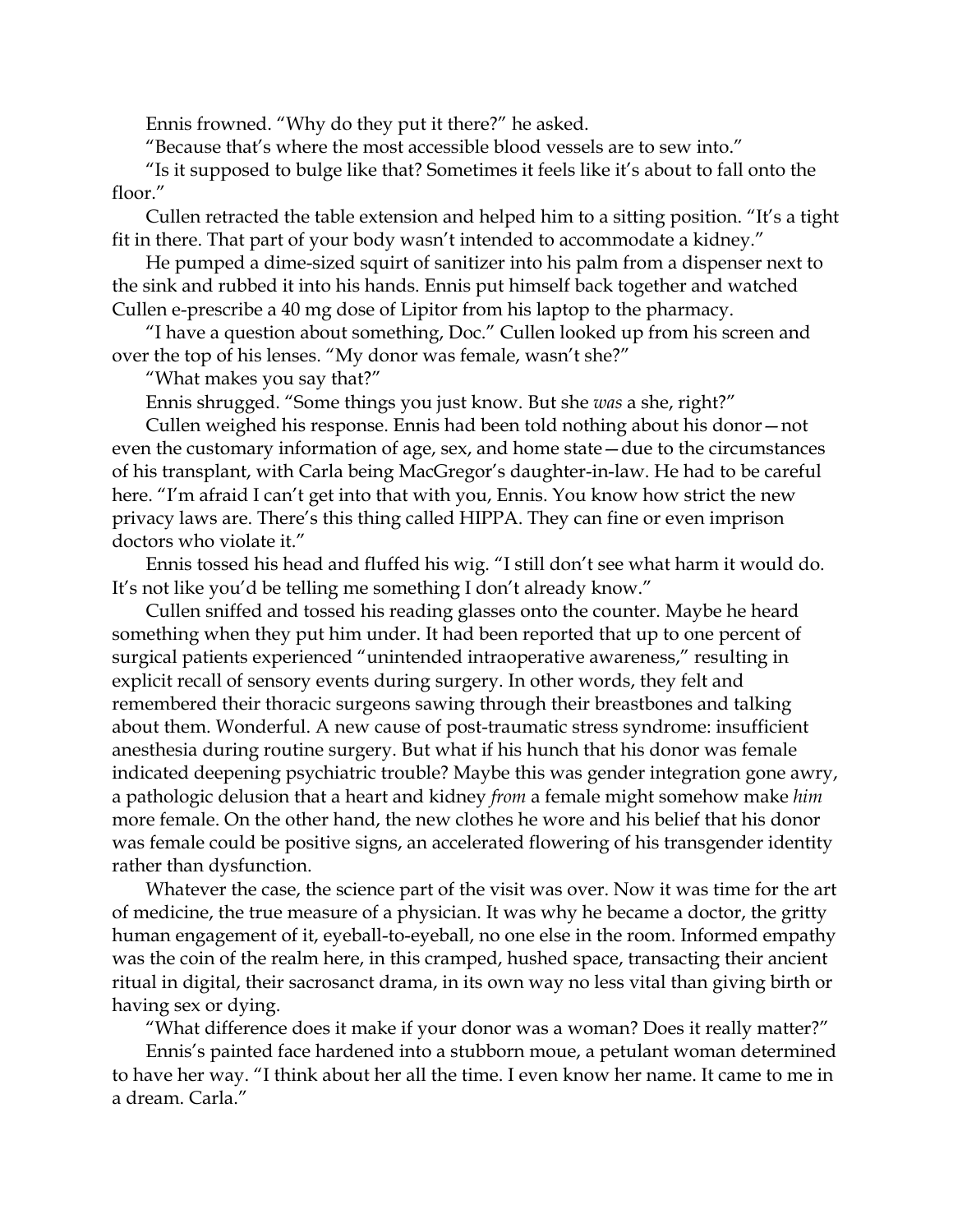Ennis frowned. "Why do they put it there?" he asked.

"Because that's where the most accessible blood vessels are to sew into."

"Is it supposed to bulge like that? Sometimes it feels like it's about to fall onto the floor."

Cullen retracted the table extension and helped him to a sitting position. "It's a tight fit in there. That part of your body wasn't intended to accommodate a kidney."

He pumped a dime-sized squirt of sanitizer into his palm from a dispenser next to the sink and rubbed it into his hands. Ennis put himself back together and watched Cullen e-prescribe a 40 mg dose of Lipitor from his laptop to the pharmacy.

"I have a question about something, Doc." Cullen looked up from his screen and over the top of his lenses. "My donor was female, wasn't she?"

"What makes you say that?"

Ennis shrugged. "Some things you just know. But she *was* a she, right?"

Cullen weighed his response. Ennis had been told nothing about his donor—not even the customary information of age, sex, and home state—due to the circumstances of his transplant, with Carla being MacGregor's daughter-in-law. He had to be careful here. "I'm afraid I can't get into that with you, Ennis. You know how strict the new privacy laws are. There's this thing called HIPPA. They can fine or even imprison doctors who violate it."

Ennis tossed his head and fluffed his wig. "I still don't see what harm it would do. It's not like you'd be telling me something I don't already know."

Cullen sniffed and tossed his reading glasses onto the counter. Maybe he heard something when they put him under. It had been reported that up to one percent of surgical patients experienced "unintended intraoperative awareness," resulting in explicit recall of sensory events during surgery. In other words, they felt and remembered their thoracic surgeons sawing through their breastbones and talking about them. Wonderful. A new cause of post-traumatic stress syndrome: insufficient anesthesia during routine surgery. But what if his hunch that his donor was female indicated deepening psychiatric trouble? Maybe this was gender integration gone awry, a pathologic delusion that a heart and kidney *from* a female might somehow make *him* more female. On the other hand, the new clothes he wore and his belief that his donor was female could be positive signs, an accelerated flowering of his transgender identity rather than dysfunction.

Whatever the case, the science part of the visit was over. Now it was time for the art of medicine, the true measure of a physician. It was why he became a doctor, the gritty human engagement of it, eyeball-to-eyeball, no one else in the room. Informed empathy was the coin of the realm here, in this cramped, hushed space, transacting their ancient ritual in digital, their sacrosanct drama, in its own way no less vital than giving birth or having sex or dying.

"What difference does it make if your donor was a woman? Does it really matter?"

Ennis's painted face hardened into a stubborn moue, a petulant woman determined to have her way. "I think about her all the time. I even know her name. It came to me in a dream. Carla."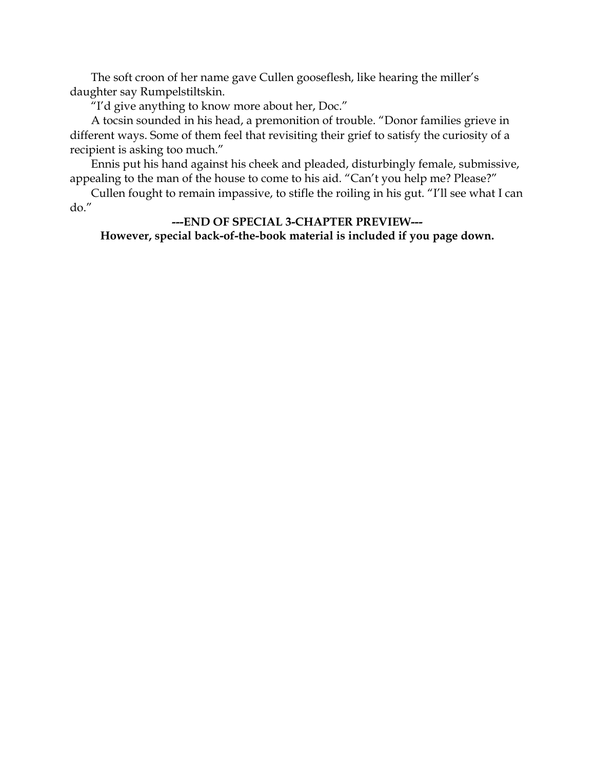The soft croon of her name gave Cullen gooseflesh, like hearing the miller's daughter say Rumpelstiltskin.

"I'd give anything to know more about her, Doc."

A tocsin sounded in his head, a premonition of trouble. "Donor families grieve in different ways. Some of them feel that revisiting their grief to satisfy the curiosity of a recipient is asking too much."

Ennis put his hand against his cheek and pleaded, disturbingly female, submissive, appealing to the man of the house to come to his aid. "Can't you help me? Please?"

Cullen fought to remain impassive, to stifle the roiling in his gut. "I'll see what I can do."

**---END OF SPECIAL 3-CHAPTER PREVIEW---**

**However, special back-of-the-book material is included if you page down.**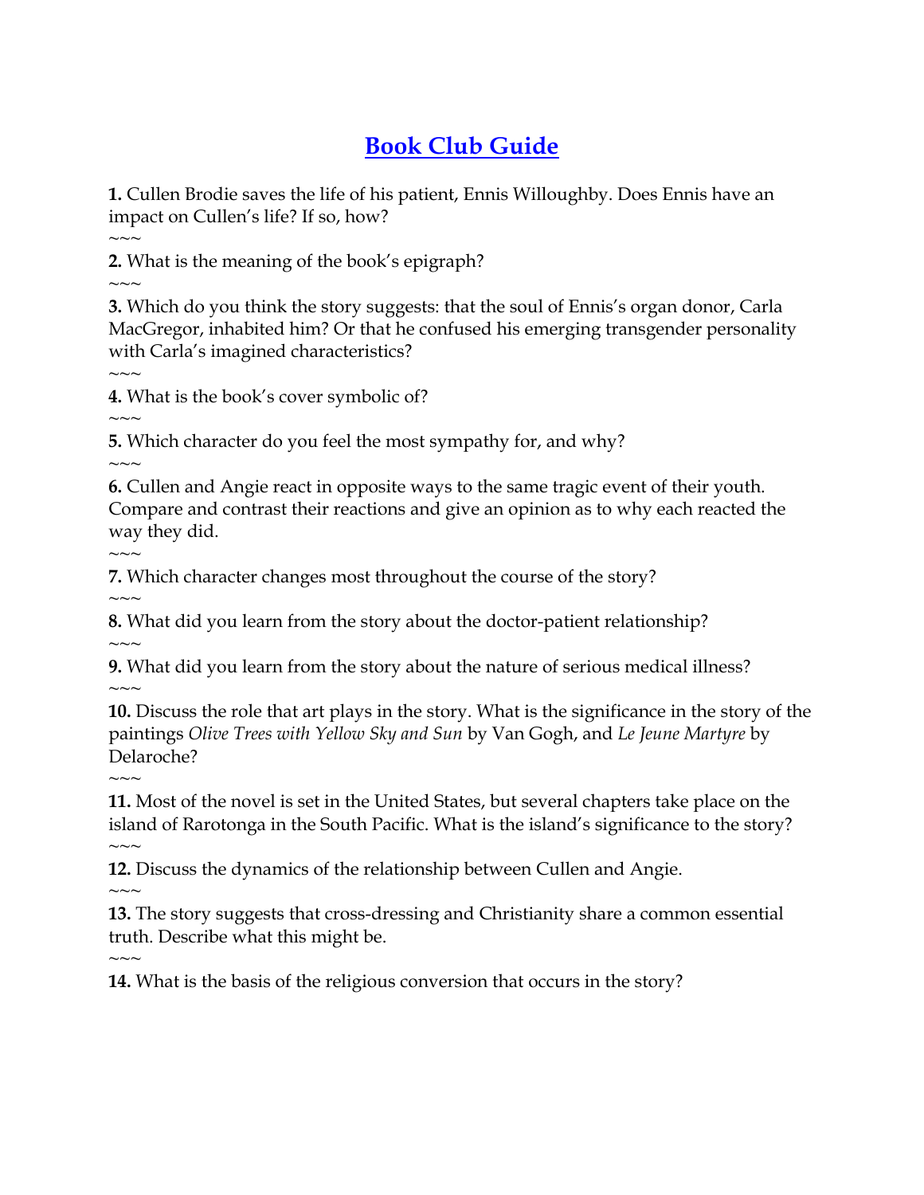# Book Club Guide

**1.** Cullen Brodie saves the life of his patient, Ennis Willoughby. Does Ennis have an impact on Cullen's life? If so, how?

~~~

**2.** What is the meaning of the book's epigraph?

~~~

**3.** Which do you think the story suggests: that the soul of Ennis's organ donor, Carla MacGregor, inhabited him? Or that he confused his emerging transgender personality with Carla's imagined characteristics?

~~~

**4.** What is the book's cover symbolic of?

~~~

**5.** Which character do you feel the most sympathy for, and why?

~~~

**6.** Cullen and Angie react in opposite ways to the same tragic event of their youth. Compare and contrast their reactions and give an opinion as to why each reacted the way they did.

~~~

**7.** Which character changes most throughout the course of the story?

~~~

**8.** What did you learn from the story about the doctor-patient relationship?

~~~

**9.** What did you learn from the story about the nature of serious medical illness?

~~~

**10.** Discuss the role that art plays in the story. What is the significance in the story of the paintings *Olive Trees with Yellow Sky and Sun* by Van Gogh, and *Le Jeune Martyre* by Delaroche?

~~~

**11.** Most of the novel is set in the United States, but several chapters take place on the island of Rarotonga in the South Pacific. What is the island's significance to the story?

~~~

**12.** Discuss the dynamics of the relationship between Cullen and Angie.

~~~

**13.** The story suggests that cross-dressing and Christianity share a common essential truth. Describe what this might be.

~~~

**14.** What is the basis of the religious conversion that occurs in the story?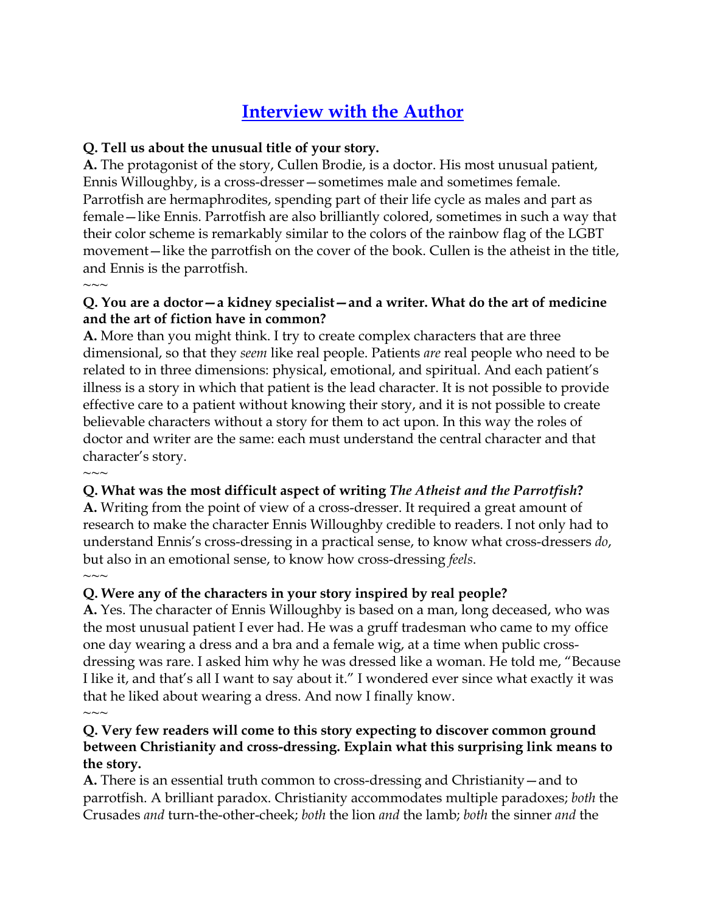# Interview with the Author

**Q. Tell us about the unusual title of your story.**
**A.** The protagonist of the story, Cullen Brodie, is a doctor. His most unusual patient, Ennis Willoughby, is a cross-dresser—sometimes male and sometimes female. Parrotfish are hermaphrodites, spending part of their life cycle as males and part as female—like Ennis. Parrotfish are also brilliantly colored, sometimes in such a way that their color scheme is remarkably similar to the colors of the rainbow flag of the LGBT movement—like the parrotfish on the cover of the book. Cullen is the atheist in the title, and Ennis is the parrotfish.

~~~

**Q. You are a doctor—a kidney specialist—and a writer. What do the art of medicine and the art of fiction have in common?**
**A.** More than you might think. I try to create complex characters that are three dimensional, so that they *seem* like real people. Patients *are* real people who need to be related to in three dimensions: physical, emotional, and spiritual. And each patient's illness is a story in which that patient is the lead character. It is not possible to provide effective care to a patient without knowing their story, and it is not possible to create believable characters without a story for them to act upon. In this way the roles of doctor and writer are the same: each must understand the central character and that character's story.

~~~

**Q. What was the most difficult aspect of writing *The Atheist and the Parrotfish*?**
**A.** Writing from the point of view of a cross-dresser. It required a great amount of research to make the character Ennis Willoughby credible to readers. I not only had to understand Ennis's cross-dressing in a practical sense, to know what cross-dressers *do*, but also in an emotional sense, to know how cross-dressing *feels*.

~~~

**Q. Were any of the characters in your story inspired by real people?**
**A.** Yes. The character of Ennis Willoughby is based on a man, long deceased, who was the most unusual patient I ever had. He was a gruff tradesman who came to my office one day wearing a dress and a bra and a female wig, at a time when public cross-dressing was rare. I asked him why he was dressed like a woman. He told me, "Because I like it, and that's all I want to say about it." I wondered ever since what exactly it was that he liked about wearing a dress. And now I finally know.

~~~

**Q. Very few readers will come to this story expecting to discover common ground between Christianity and cross-dressing. Explain what this surprising link means to the story.**
**A.** There is an essential truth common to cross-dressing and Christianity—and to parrotfish. A brilliant paradox. Christianity accommodates multiple paradoxes; *both* the Crusades *and* turn-the-other-cheek; *both* the lion *and* the lamb; *both* the sinner *and* the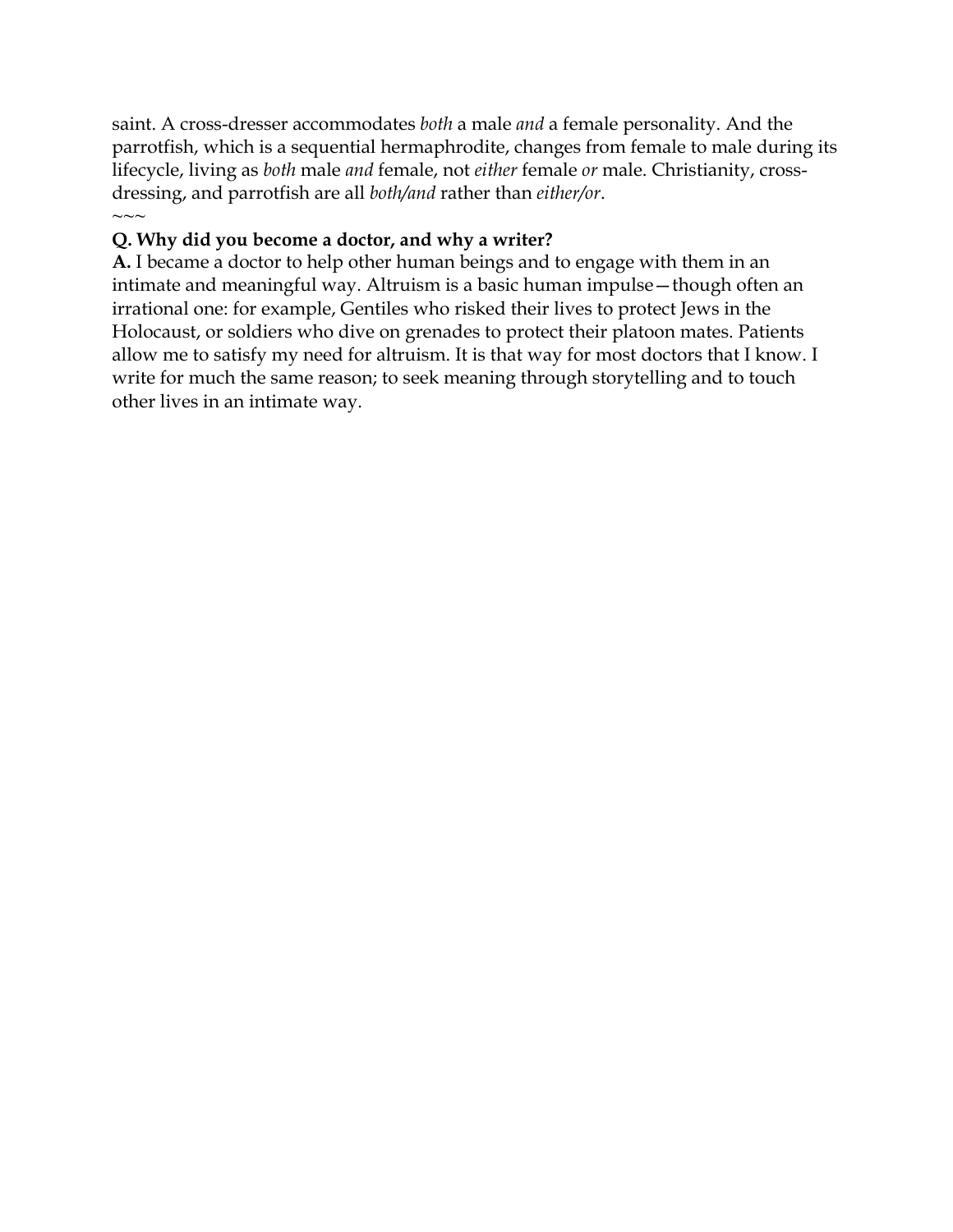saint. A cross-dresser accommodates *both* a male *and* a female personality. And the parrotfish, which is a sequential hermaphrodite, changes from female to male during its lifecycle, living as *both* male *and* female, not *either* female *or* male. Christianity, cross-dressing, and parrotfish are all *both/and* rather than *either/or*.

~~~

**Q. Why did you become a doctor, and why a writer?**

**A.** I became a doctor to help other human beings and to engage with them in an intimate and meaningful way. Altruism is a basic human impulse—though often an irrational one: for example, Gentiles who risked their lives to protect Jews in the Holocaust, or soldiers who dive on grenades to protect their platoon mates. Patients allow me to satisfy my need for altruism. It is that way for most doctors that I know. I write for much the same reason; to seek meaning through storytelling and to touch other lives in an intimate way.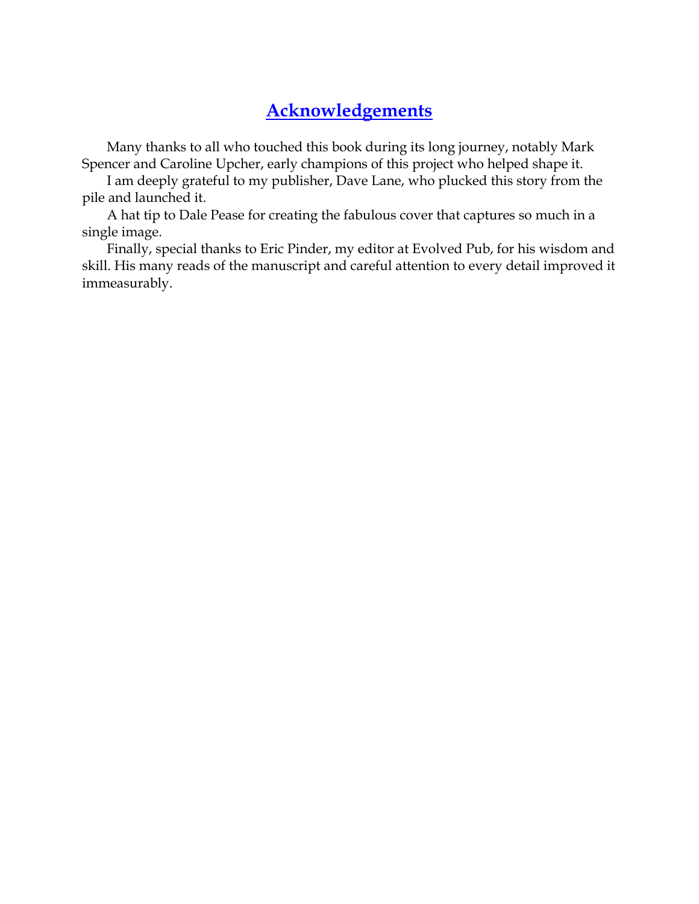## Acknowledgements

Many thanks to all who touched this book during its long journey, notably Mark Spencer and Caroline Upcher, early champions of this project who helped shape it.

I am deeply grateful to my publisher, Dave Lane, who plucked this story from the pile and launched it.

A hat tip to Dale Pease for creating the fabulous cover that captures so much in a single image.

Finally, special thanks to Eric Pinder, my editor at Evolved Pub, for his wisdom and skill. His many reads of the manuscript and careful attention to every detail improved it immeasurably.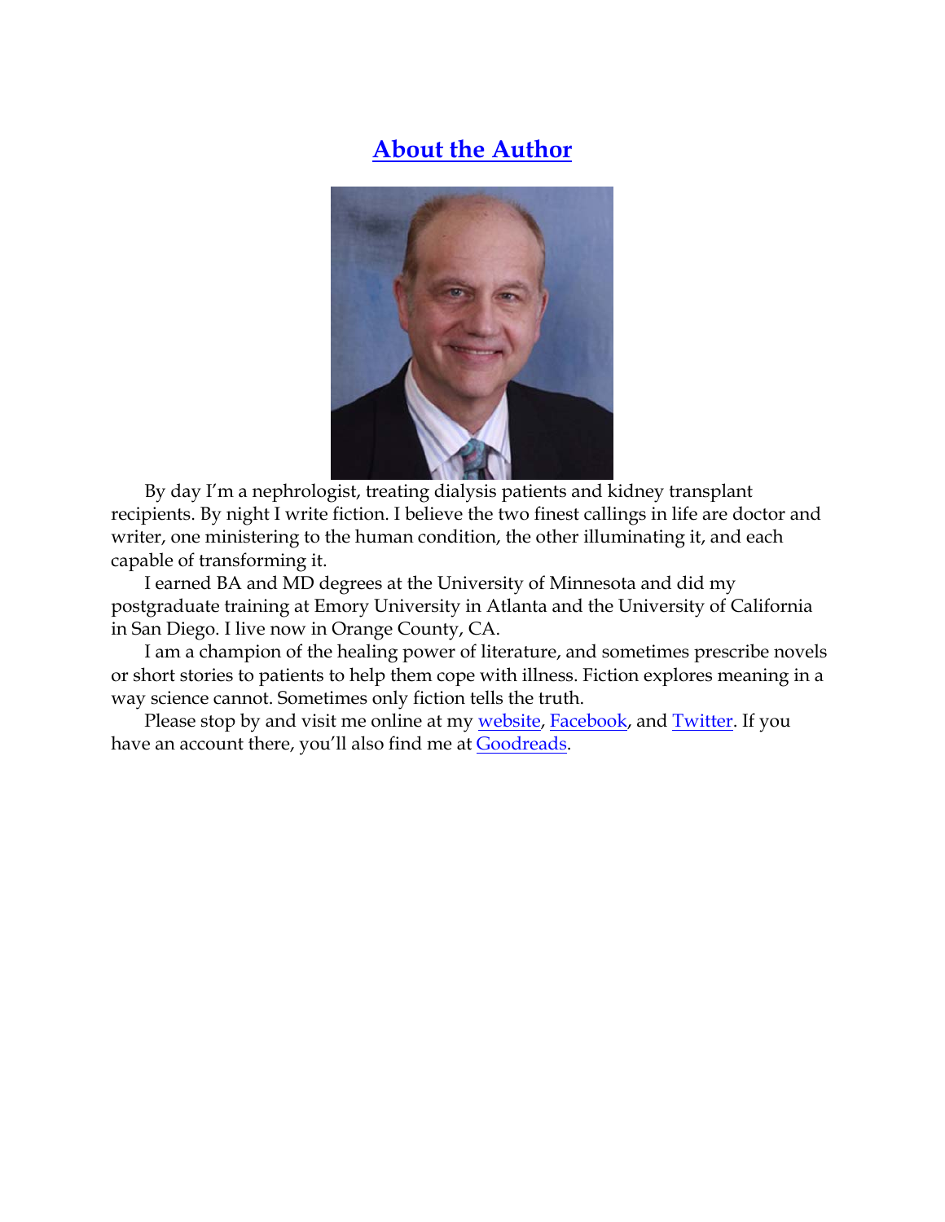## About the Author

By day I'm a nephrologist, treating dialysis patients and kidney transplant recipients. By night I write fiction. I believe the two finest callings in life are doctor and writer, one ministering to the human condition, the other illuminating it, and each capable of transforming it.

I earned BA and MD degrees at the University of Minnesota and did my postgraduate training at Emory University in Atlanta and the University of California in San Diego. I live now in Orange County, CA.

I am a champion of the healing power of literature, and sometimes prescribe novels or short stories to patients to help them cope with illness. Fiction explores meaning in a way science cannot. Sometimes only fiction tells the truth.

Please stop by and visit me online at my website, Facebook, and Twitter. If you have an account there, you'll also find me at Goodreads.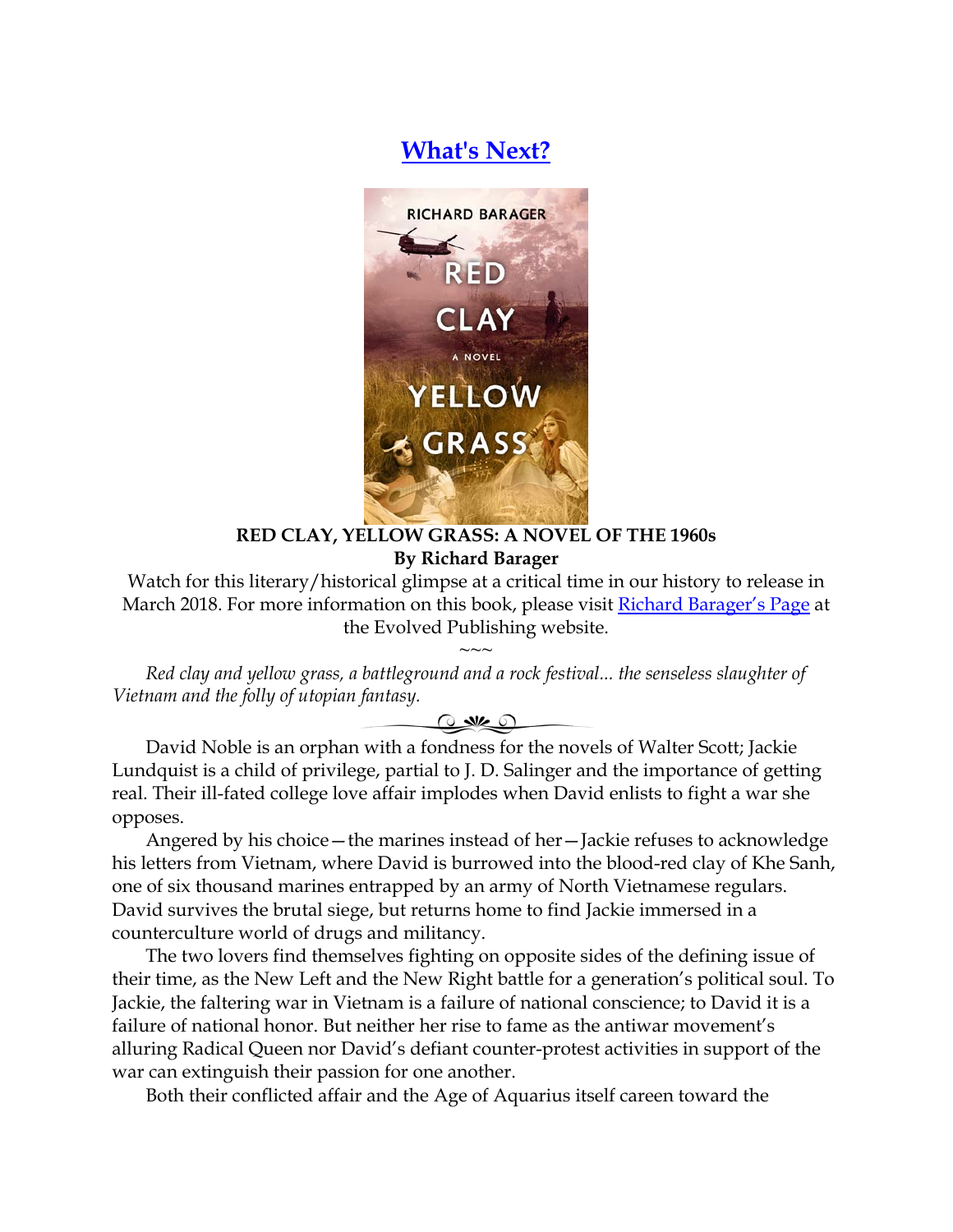# What's Next?

**RED CLAY, YELLOW GRASS: A NOVEL OF THE 1960s**
**By Richard Barager**

Watch for this literary/historical glimpse at a critical time in our history to release in March 2018. For more information on this book, please visit Richard Barager's Page at the Evolved Publishing website.

~~~

*Red clay and yellow grass, a battleground and a rock festival... the senseless slaughter of Vietnam and the folly of utopian fantasy.*

David Noble is an orphan with a fondness for the novels of Walter Scott; Jackie Lundquist is a child of privilege, partial to J. D. Salinger and the importance of getting real. Their ill-fated college love affair implodes when David enlists to fight a war she opposes.

Angered by his choice—the marines instead of her—Jackie refuses to acknowledge his letters from Vietnam, where David is burrowed into the blood-red clay of Khe Sanh, one of six thousand marines entrapped by an army of North Vietnamese regulars. David survives the brutal siege, but returns home to find Jackie immersed in a counterculture world of drugs and militancy.

The two lovers find themselves fighting on opposite sides of the defining issue of their time, as the New Left and the New Right battle for a generation's political soul. To Jackie, the faltering war in Vietnam is a failure of national conscience; to David it is a failure of national honor. But neither her rise to fame as the antiwar movement's alluring Radical Queen nor David's defiant counter-protest activities in support of the war can extinguish their passion for one another.

Both their conflicted affair and the Age of Aquarius itself careen toward the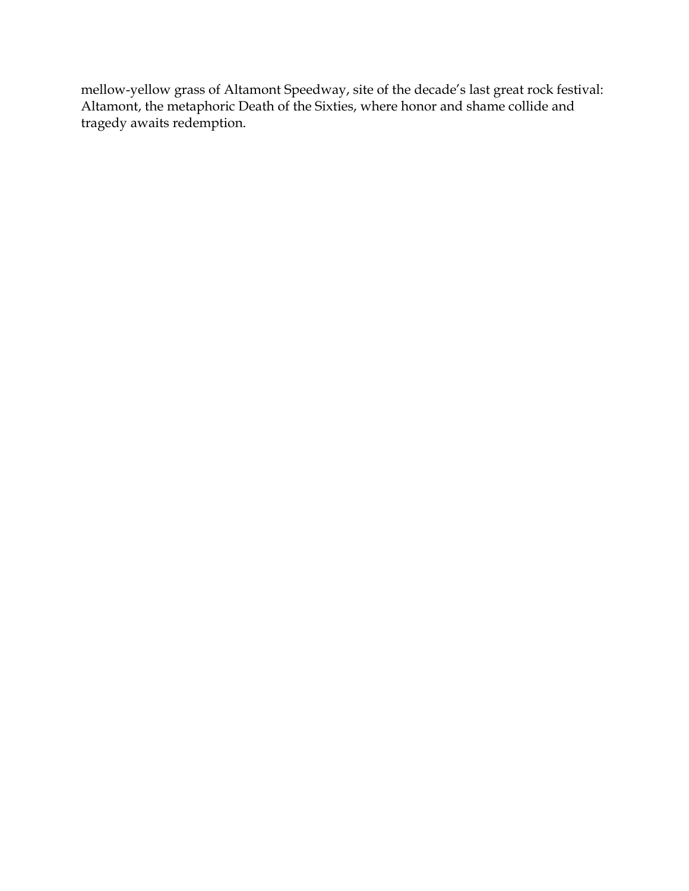mellow-yellow grass of Altamont Speedway, site of the decade’s last great rock festival: Altamont, the metaphoric Death of the Sixties, where honor and shame collide and tragedy awaits redemption.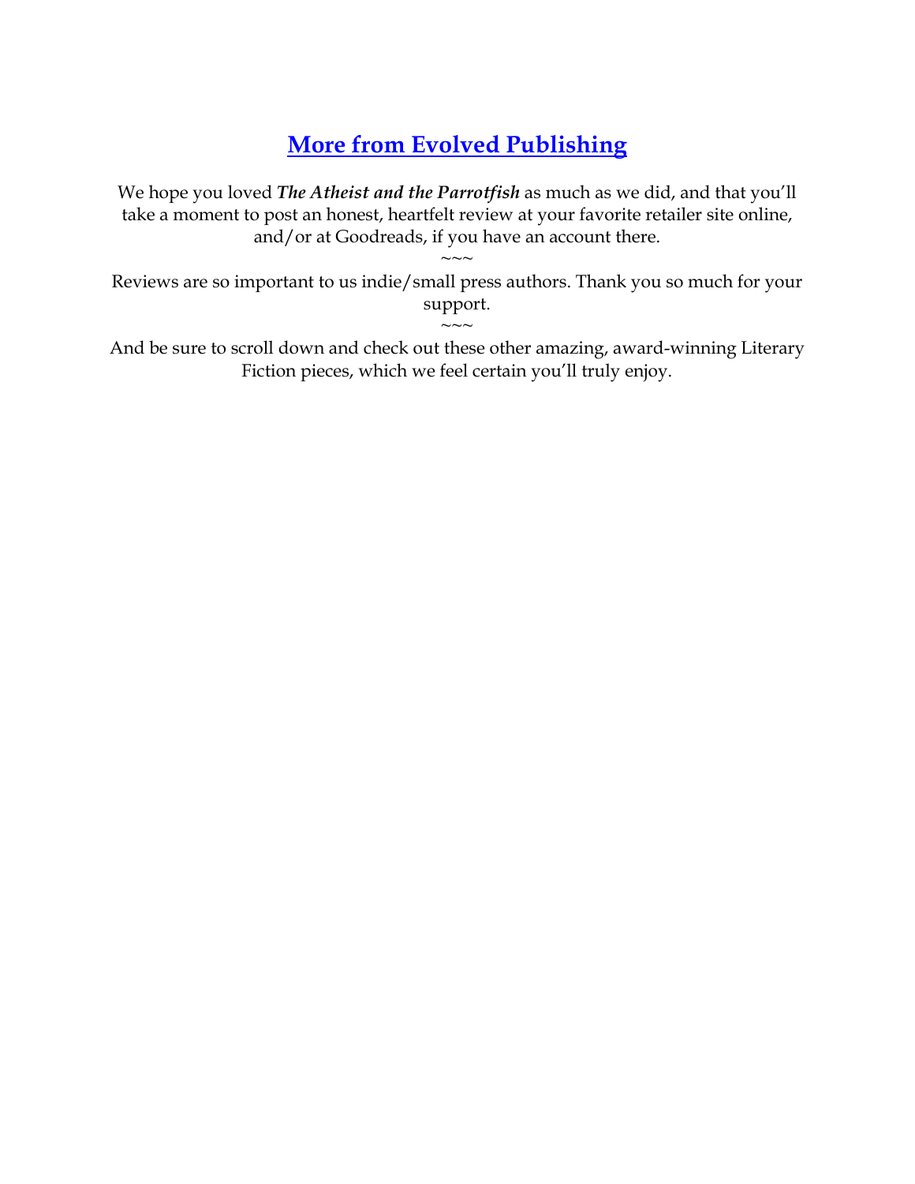## More from Evolved Publishing

We hope you loved ***The Atheist and the Parrotfish*** as much as we did, and that you'll take a moment to post an honest, heartfelt review at your favorite retailer site online, and/or at Goodreads, if you have an account there.

~~~

Reviews are so important to us indie/small press authors. Thank you so much for your support.

~~~

And be sure to scroll down and check out these other amazing, award-winning Literary Fiction pieces, which we feel certain you'll truly enjoy.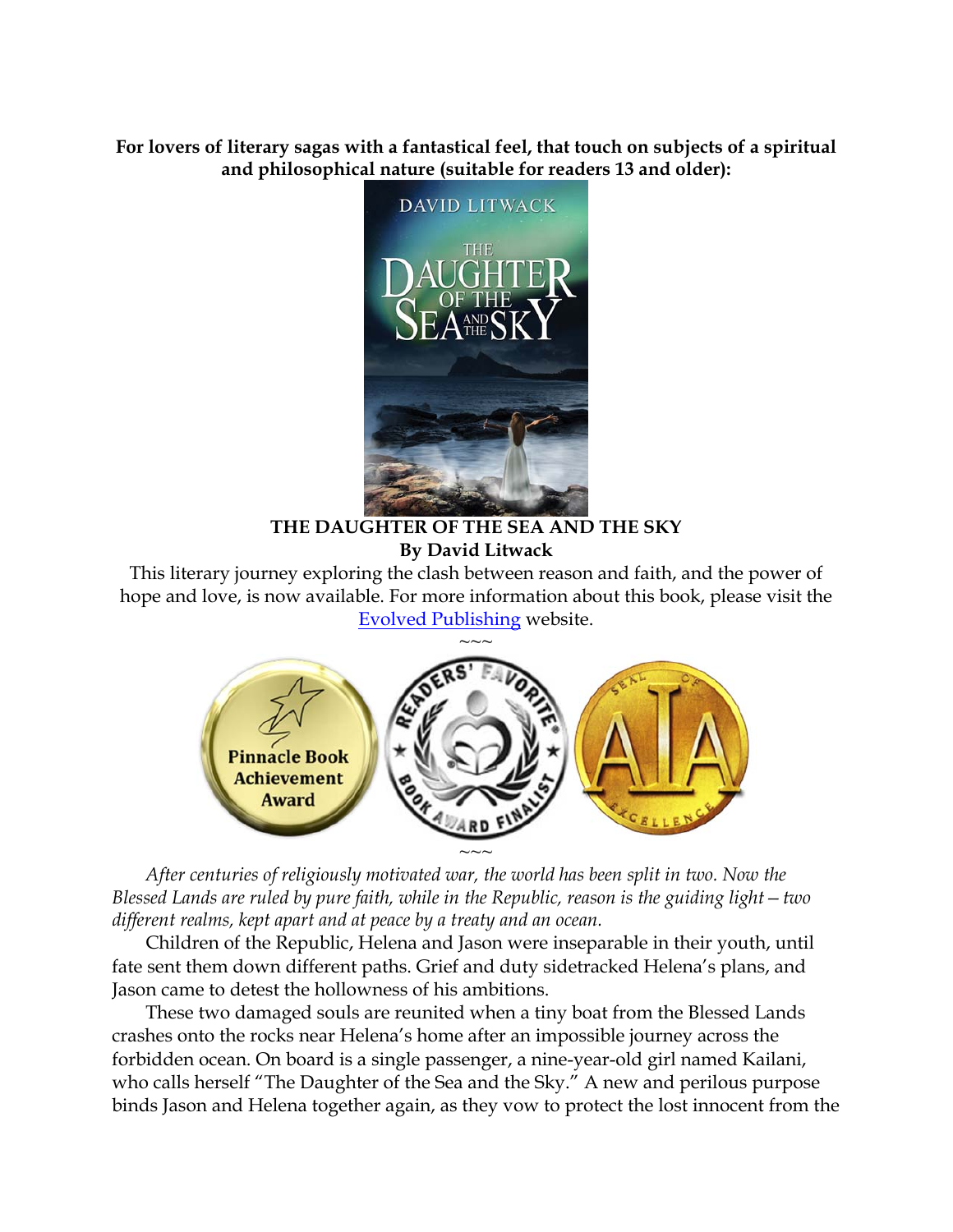**For lovers of literary sagas with a fantastical feel, that touch on subjects of a spiritual and philosophical nature (suitable for readers 13 and older):**

**THE DAUGHTER OF THE SEA AND THE SKY**
**By David Litwack**

This literary journey exploring the clash between reason and faith, and the power of hope and love, is now available. For more information about this book, please visit the [Evolved Publishing](Evolved Publishing) website.

~~~

~~~

*After centuries of religiously motivated war, the world has been split in two. Now the Blessed Lands are ruled by pure faith, while in the Republic, reason is the guiding light—two different realms, kept apart and at peace by a treaty and an ocean.*

Children of the Republic, Helena and Jason were inseparable in their youth, until fate sent them down different paths. Grief and duty sidetracked Helena's plans, and Jason came to detest the hollowness of his ambitions.

These two damaged souls are reunited when a tiny boat from the Blessed Lands crashes onto the rocks near Helena's home after an impossible journey across the forbidden ocean. On board is a single passenger, a nine-year-old girl named Kailani, who calls herself "The Daughter of the Sea and the Sky." A new and perilous purpose binds Jason and Helena together again, as they vow to protect the lost innocent from the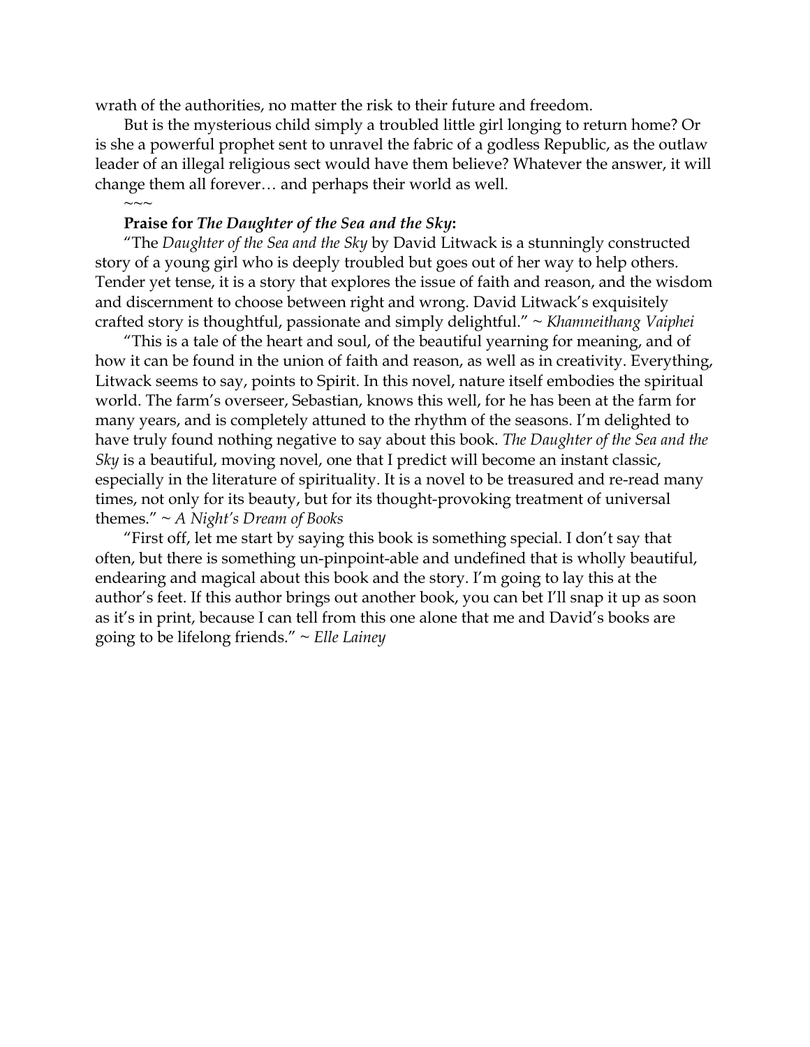wrath of the authorities, no matter the risk to their future and freedom.

But is the mysterious child simply a troubled little girl longing to return home? Or is she a powerful prophet sent to unravel the fabric of a godless Republic, as the outlaw leader of an illegal religious sect would have them believe? Whatever the answer, it will change them all forever… and perhaps their world as well.

~~~

**Praise for *The Daughter of the Sea and the Sky*:**

"The *Daughter of the Sea and the Sky* by David Litwack is a stunningly constructed story of a young girl who is deeply troubled but goes out of her way to help others. Tender yet tense, it is a story that explores the issue of faith and reason, and the wisdom and discernment to choose between right and wrong. David Litwack's exquisitely crafted story is thoughtful, passionate and simply delightful." ~ *Khamneithang Vaiphei*

"This is a tale of the heart and soul, of the beautiful yearning for meaning, and of how it can be found in the union of faith and reason, as well as in creativity. Everything, Litwack seems to say, points to Spirit. In this novel, nature itself embodies the spiritual world. The farm's overseer, Sebastian, knows this well, for he has been at the farm for many years, and is completely attuned to the rhythm of the seasons. I'm delighted to have truly found nothing negative to say about this book. *The Daughter of the Sea and the Sky* is a beautiful, moving novel, one that I predict will become an instant classic, especially in the literature of spirituality. It is a novel to be treasured and re-read many times, not only for its beauty, but for its thought-provoking treatment of universal themes." ~ *A Night's Dream of Books*

"First off, let me start by saying this book is something special. I don't say that often, but there is something un-pinpoint-able and undefined that is wholly beautiful, endearing and magical about this book and the story. I'm going to lay this at the author's feet. If this author brings out another book, you can bet I'll snap it up as soon as it's in print, because I can tell from this one alone that me and David's books are going to be lifelong friends." ~ *Elle Lainey*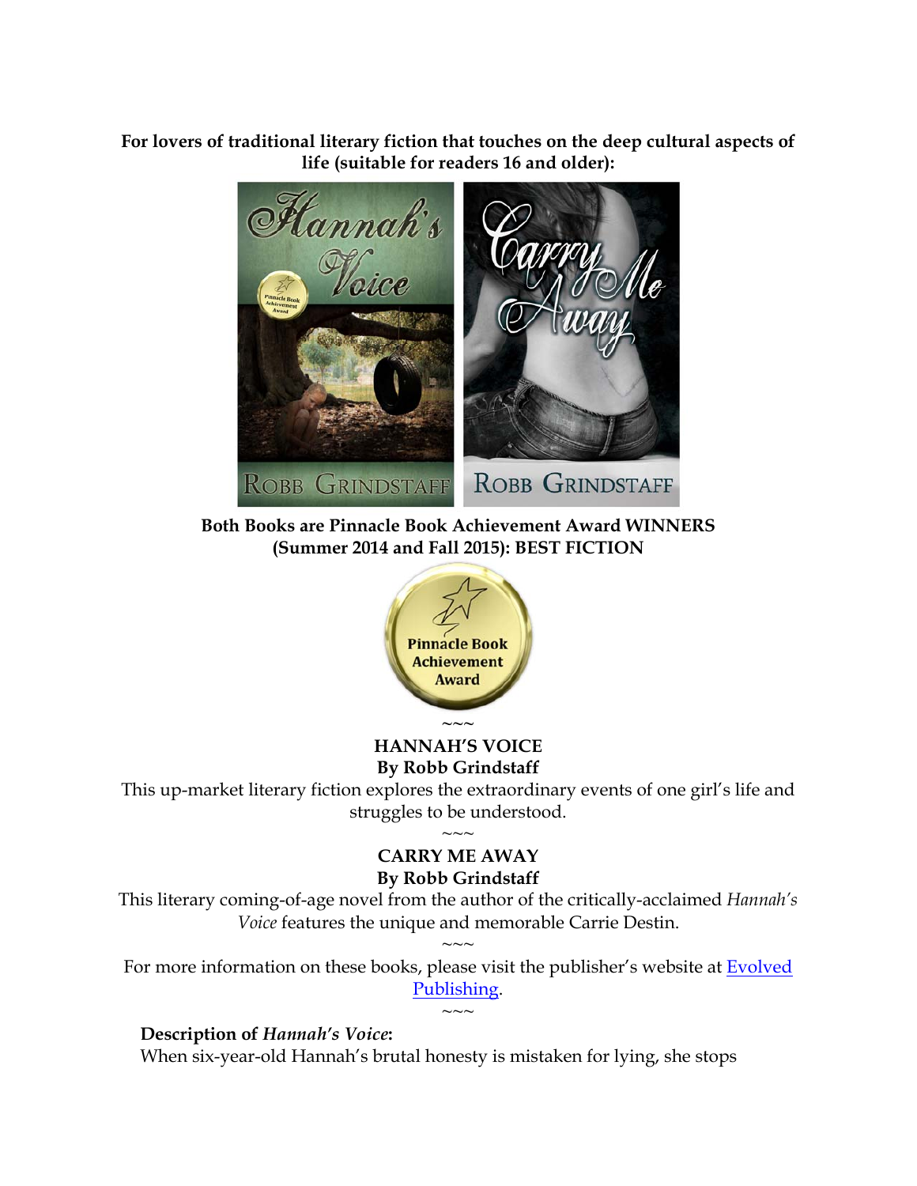**For lovers of traditional literary fiction that touches on the deep cultural aspects of life (suitable for readers 16 and older):**

**Both Books are Pinnacle Book Achievement Award WINNERS (Summer 2014 and Fall 2015): BEST FICTION**

~~~

**HANNAH'S VOICE**
**By Robb Grindstaff**

This up-market literary fiction explores the extraordinary events of one girl's life and struggles to be understood.

~~~

**CARRY ME AWAY**
**By Robb Grindstaff**

This literary coming-of-age novel from the author of the critically-acclaimed *Hannah's Voice* features the unique and memorable Carrie Destin.

~~~

For more information on these books, please visit the publisher's website at Evolved Publishing.

~~~

**Description of *Hannah's Voice*:**

When six-year-old Hannah's brutal honesty is mistaken for lying, she stops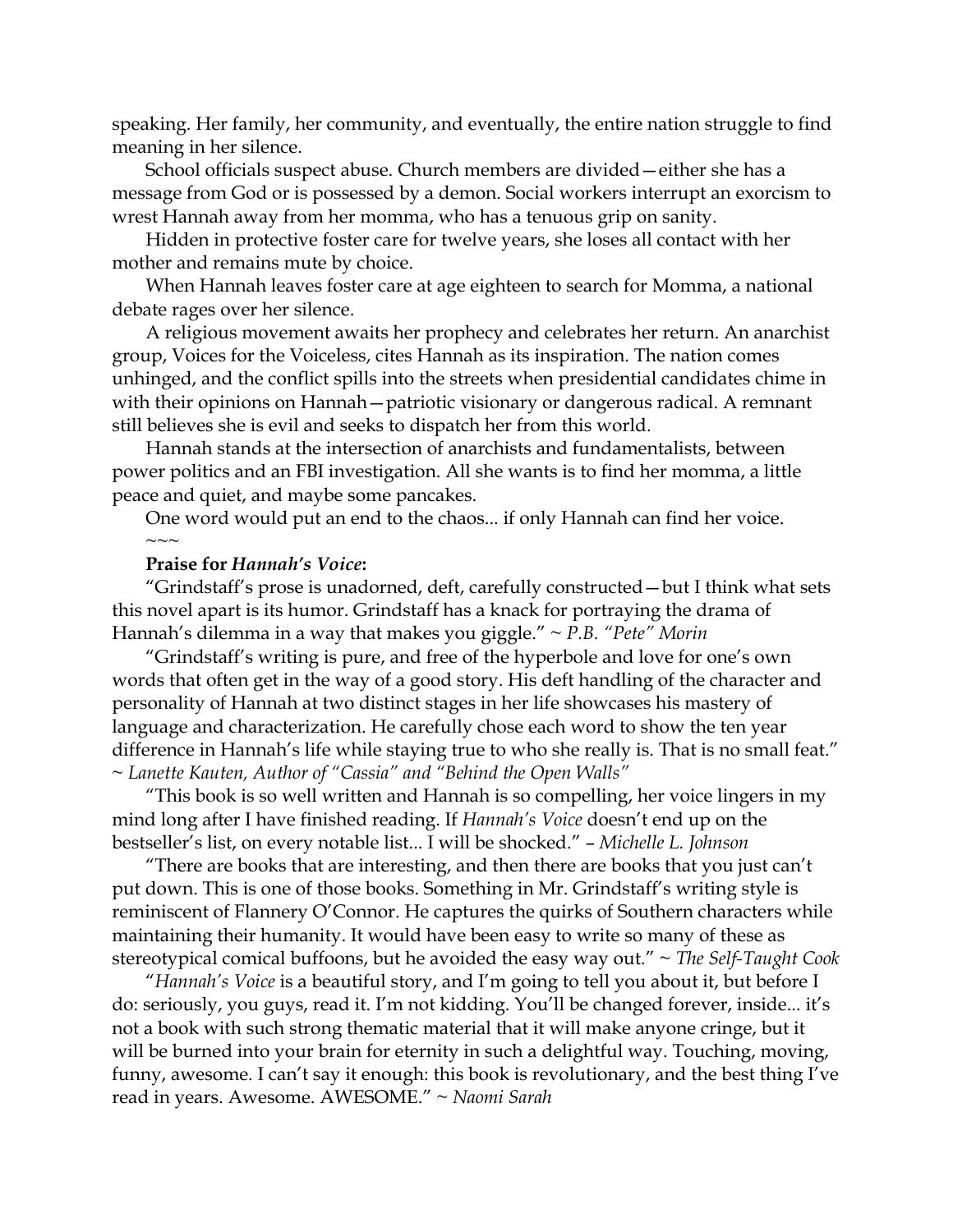speaking. Her family, her community, and eventually, the entire nation struggle to find meaning in her silence.

School officials suspect abuse. Church members are divided—either she has a message from God or is possessed by a demon. Social workers interrupt an exorcism to wrest Hannah away from her momma, who has a tenuous grip on sanity.

Hidden in protective foster care for twelve years, she loses all contact with her mother and remains mute by choice.

When Hannah leaves foster care at age eighteen to search for Momma, a national debate rages over her silence.

A religious movement awaits her prophecy and celebrates her return. An anarchist group, Voices for the Voiceless, cites Hannah as its inspiration. The nation comes unhinged, and the conflict spills into the streets when presidential candidates chime in with their opinions on Hannah—patriotic visionary or dangerous radical. A remnant still believes she is evil and seeks to dispatch her from this world.

Hannah stands at the intersection of anarchists and fundamentalists, between power politics and an FBI investigation. All she wants is to find her momma, a little peace and quiet, and maybe some pancakes.

One word would put an end to the chaos... if only Hannah can find her voice.

~~~

**Praise for *Hannah's Voice*:**

"Grindstaff's prose is unadorned, deft, carefully constructed—but I think what sets this novel apart is its humor. Grindstaff has a knack for portraying the drama of Hannah's dilemma in a way that makes you giggle." ~ *P.B. "Pete" Morin*

"Grindstaff's writing is pure, and free of the hyperbole and love for one's own words that often get in the way of a good story. His deft handling of the character and personality of Hannah at two distinct stages in her life showcases his mastery of language and characterization. He carefully chose each word to show the ten year difference in Hannah's life while staying true to who she really is. That is no small feat." ~ *Lanette Kauten, Author of "Cassia" and "Behind the Open Walls"*

"This book is so well written and Hannah is so compelling, her voice lingers in my mind long after I have finished reading. If *Hannah's Voice* doesn't end up on the bestseller's list, on every notable list... I will be shocked." – *Michelle L. Johnson*

"There are books that are interesting, and then there are books that you just can't put down. This is one of those books. Something in Mr. Grindstaff's writing style is reminiscent of Flannery O'Connor. He captures the quirks of Southern characters while maintaining their humanity. It would have been easy to write so many of these as stereotypical comical buffoons, but he avoided the easy way out." ~ *The Self-Taught Cook*

"*Hannah's Voice* is a beautiful story, and I'm going to tell you about it, but before I do: seriously, you guys, read it. I'm not kidding. You'll be changed forever, inside... it's not a book with such strong thematic material that it will make anyone cringe, but it will be burned into your brain for eternity in such a delightful way. Touching, moving, funny, awesome. I can't say it enough: this book is revolutionary, and the best thing I've read in years. Awesome. AWESOME." ~ *Naomi Sarah*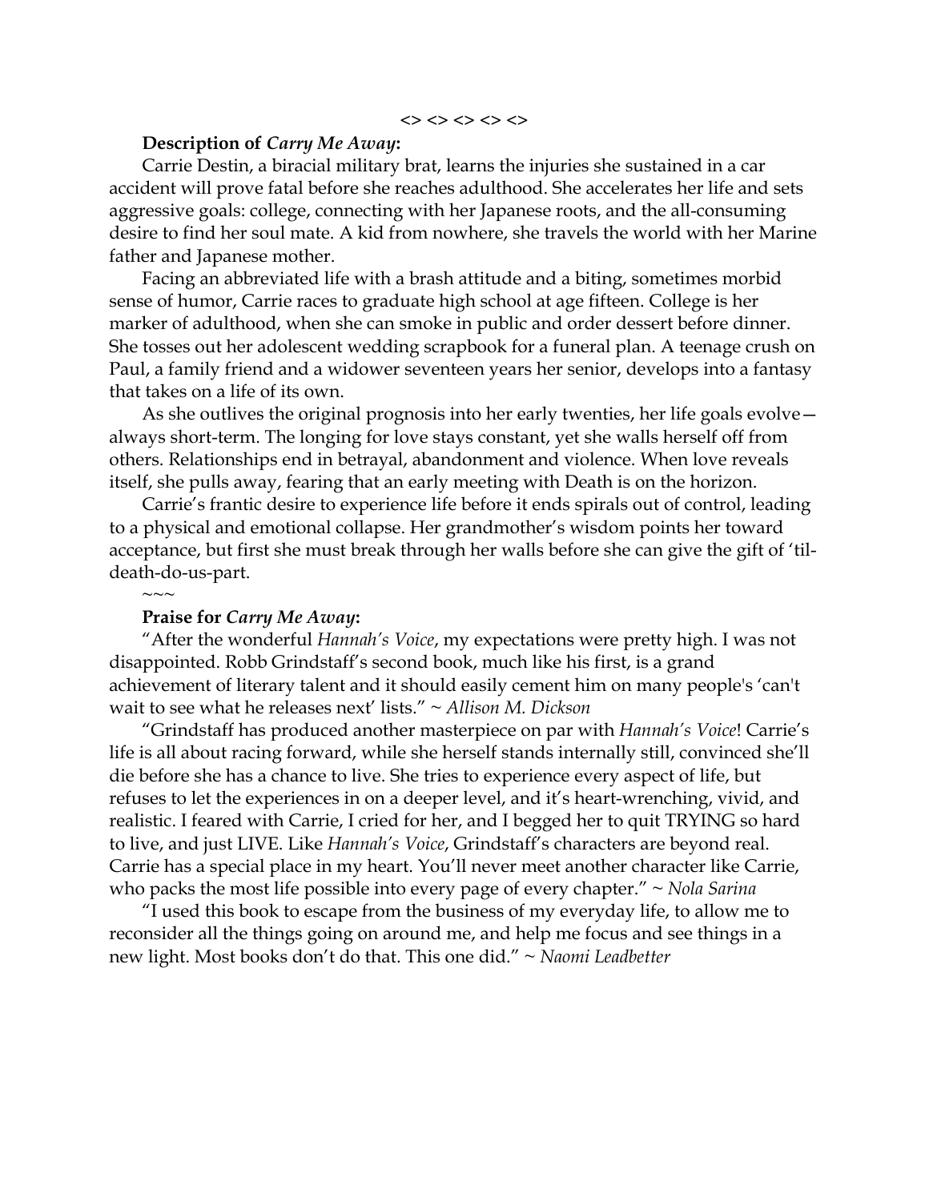<> <> <> <> <>

**Description of *Carry Me Away*:**

Carrie Destin, a biracial military brat, learns the injuries she sustained in a car accident will prove fatal before she reaches adulthood. She accelerates her life and sets aggressive goals: college, connecting with her Japanese roots, and the all-consuming desire to find her soul mate. A kid from nowhere, she travels the world with her Marine father and Japanese mother.

Facing an abbreviated life with a brash attitude and a biting, sometimes morbid sense of humor, Carrie races to graduate high school at age fifteen. College is her marker of adulthood, when she can smoke in public and order dessert before dinner. She tosses out her adolescent wedding scrapbook for a funeral plan. A teenage crush on Paul, a family friend and a widower seventeen years her senior, develops into a fantasy that takes on a life of its own.

As she outlives the original prognosis into her early twenties, her life goals evolve—always short-term. The longing for love stays constant, yet she walls herself off from others. Relationships end in betrayal, abandonment and violence. When love reveals itself, she pulls away, fearing that an early meeting with Death is on the horizon.

Carrie's frantic desire to experience life before it ends spirals out of control, leading to a physical and emotional collapse. Her grandmother's wisdom points her toward acceptance, but first she must break through her walls before she can give the gift of 'til-death-do-us-part.

~~~

**Praise for *Carry Me Away*:**

"After the wonderful *Hannah's Voice*, my expectations were pretty high. I was not disappointed. Robb Grindstaff's second book, much like his first, is a grand achievement of literary talent and it should easily cement him on many people's 'can't wait to see what he releases next' lists." ~ *Allison M. Dickson*

"Grindstaff has produced another masterpiece on par with *Hannah's Voice*! Carrie's life is all about racing forward, while she herself stands internally still, convinced she'll die before she has a chance to live. She tries to experience every aspect of life, but refuses to let the experiences in on a deeper level, and it's heart-wrenching, vivid, and realistic. I feared with Carrie, I cried for her, and I begged her to quit TRYING so hard to live, and just LIVE. Like *Hannah's Voice*, Grindstaff's characters are beyond real. Carrie has a special place in my heart. You'll never meet another character like Carrie, who packs the most life possible into every page of every chapter." ~ *Nola Sarina*

"I used this book to escape from the business of my everyday life, to allow me to reconsider all the things going on around me, and help me focus and see things in a new light. Most books don't do that. This one did." ~ *Naomi Leadbetter*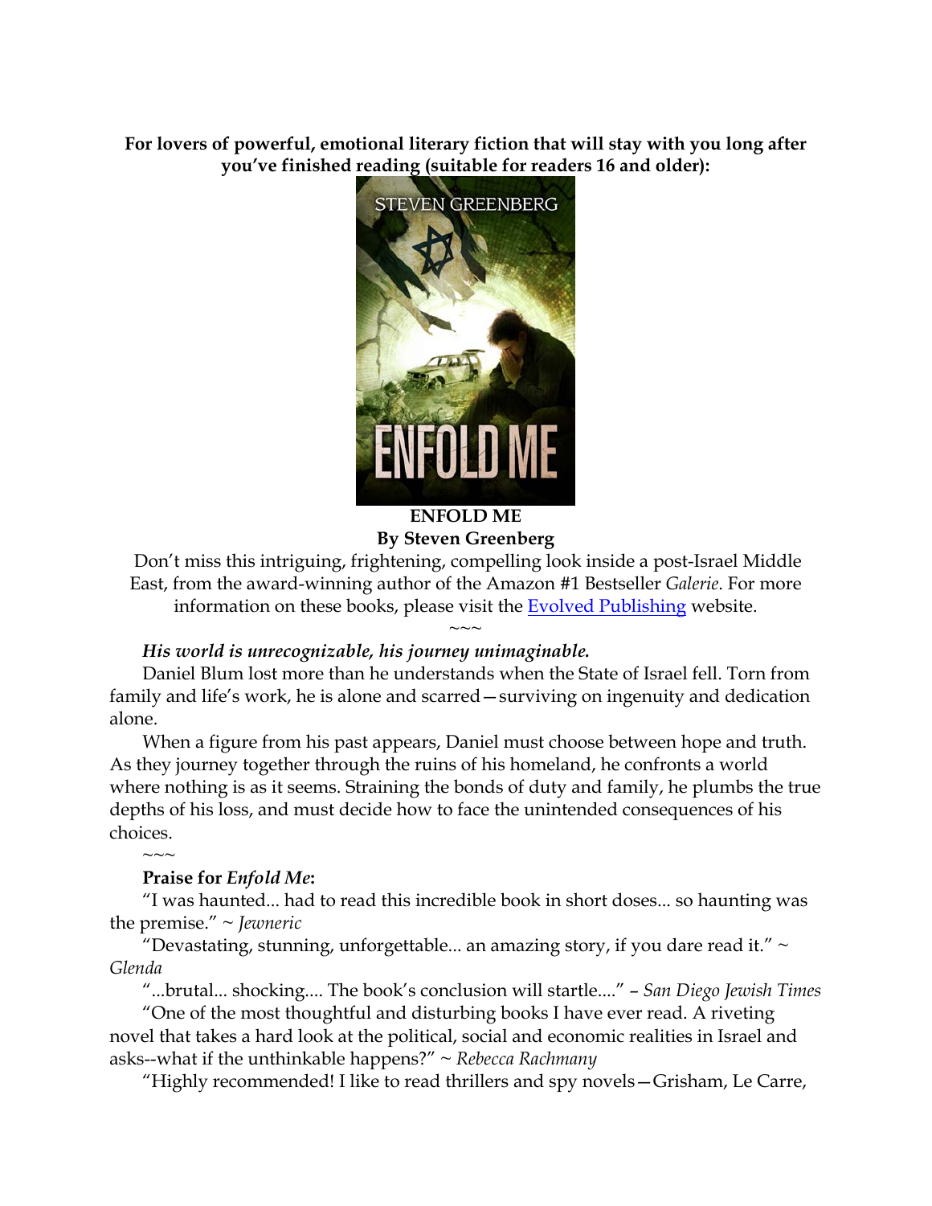**For lovers of powerful, emotional literary fiction that will stay with you long after you've finished reading (suitable for readers 16 and older):**

**ENFOLD ME**
**By Steven Greenberg**

Don't miss this intriguing, frightening, compelling look inside a post-Israel Middle East, from the award-winning author of the Amazon #1 Bestseller *Galerie*. For more information on these books, please visit the Evolved Publishing website.

~~~

***His world is unrecognizable, his journey unimaginable.***

Daniel Blum lost more than he understands when the State of Israel fell. Torn from family and life's work, he is alone and scarred—surviving on ingenuity and dedication alone.

When a figure from his past appears, Daniel must choose between hope and truth. As they journey together through the ruins of his homeland, he confronts a world where nothing is as it seems. Straining the bonds of duty and family, he plumbs the true depths of his loss, and must decide how to face the unintended consequences of his choices.

~~~

**Praise for *Enfold Me*:**

"I was haunted... had to read this incredible book in short doses... so haunting was the premise." ~ *Jewneric*

"Devastating, stunning, unforgettable... an amazing story, if you dare read it." ~ *Glenda*

"...brutal... shocking.... The book's conclusion will startle...." – *San Diego Jewish Times*

"One of the most thoughtful and disturbing books I have ever read. A riveting novel that takes a hard look at the political, social and economic realities in Israel and asks--what if the unthinkable happens?" ~ *Rebecca Rachmany*

"Highly recommended! I like to read thrillers and spy novels—Grisham, Le Carre,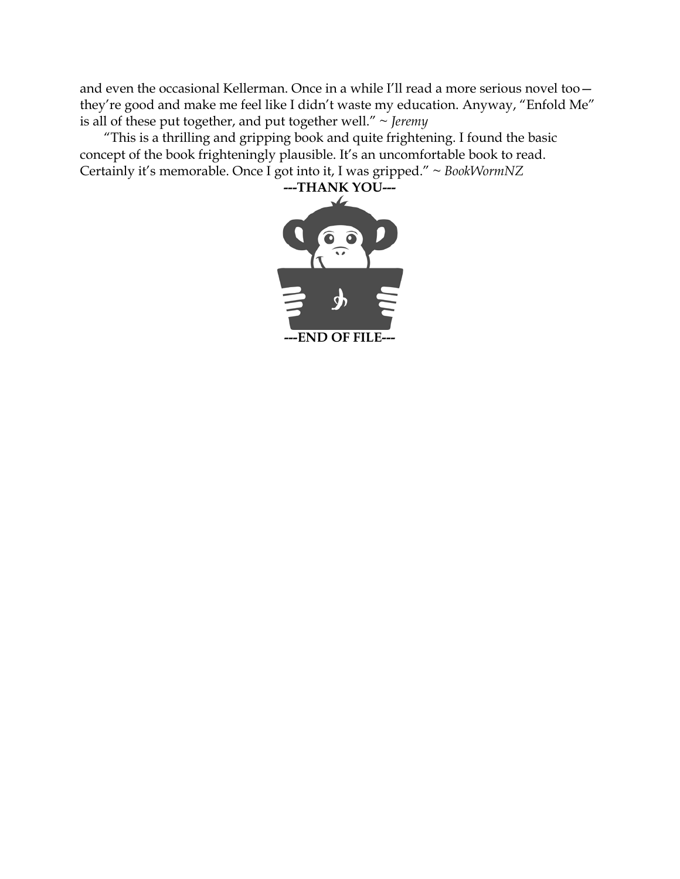and even the occasional Kellerman. Once in a while I'll read a more serious novel too—they're good and make me feel like I didn't waste my education. Anyway, "Enfold Me" is all of these put together, and put together well." ~ *Jeremy*

"This is a thrilling and gripping book and quite frightening. I found the basic concept of the book frighteningly plausible. It's an uncomfortable book to read. Certainly it's memorable. Once I got into it, I was gripped." ~ *BookWormNZ*

**---THANK YOU---**

**---END OF FILE---**